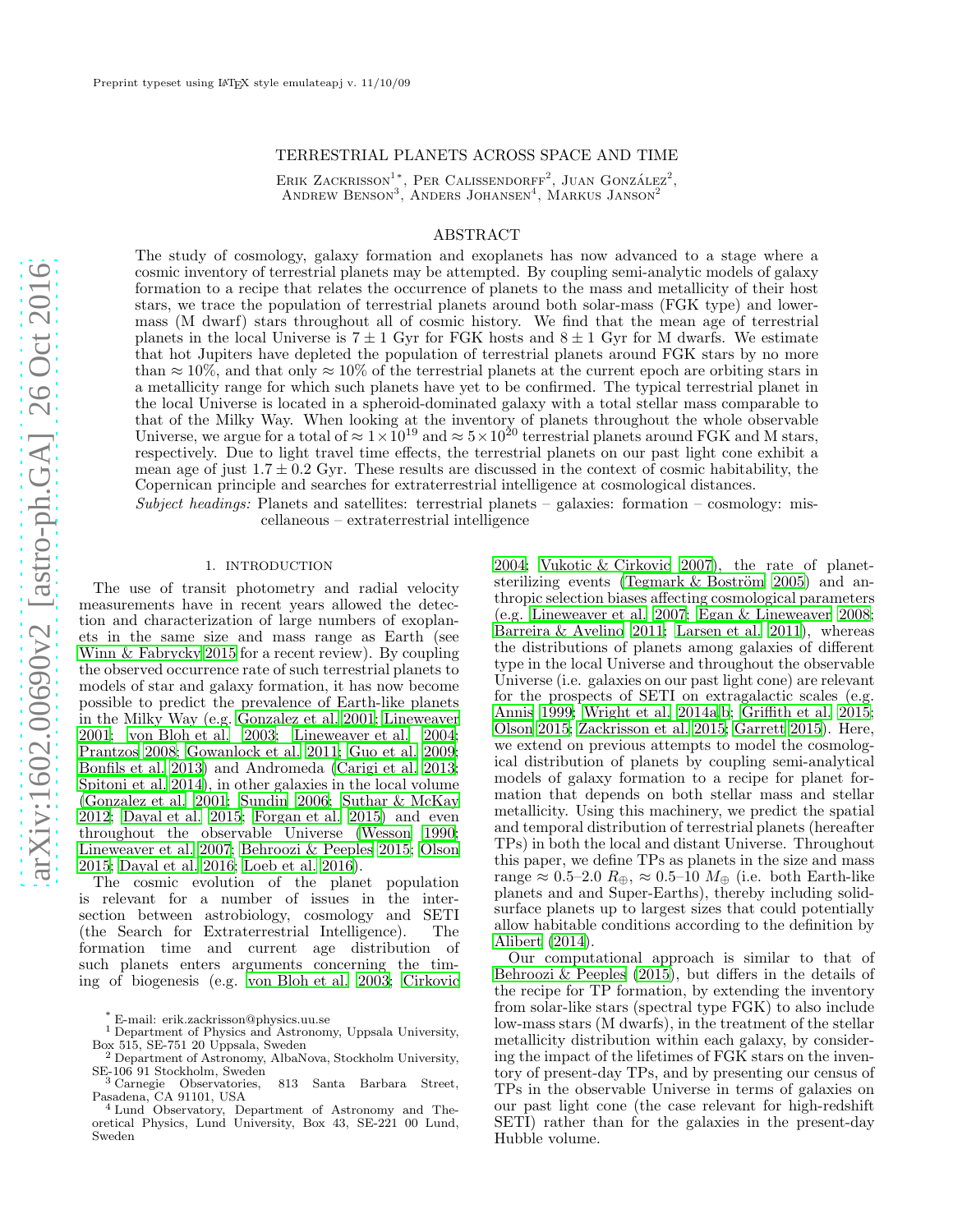# TERRESTRIAL PLANETS ACROSS SPACE AND TIME

Erik Zackrisson[1]*, Per Calissendorff[2], Juan González[2], Andrew Benson[3], Anders Johansen[4], Markus Janson[2]

## ABSTRACT

The study of cosmology, galaxy formation and exoplanets has now advanced to a stage where a cosmic inventory of terrestrial planets may be attempted. By coupling semi-analytic models of galaxy formation to a recipe that relates the occurrence of planets to the mass and metallicity of their host stars, we trace the population of terrestrial planets around both solar-mass (FGK type) and lower-mass (M dwarf) stars throughout all of cosmic history. We find that the mean age of terrestrial planets in the local Universe is $7 \pm 1$ Gyr for FGK hosts and $8 \pm 1$ Gyr for M dwarfs. We estimate that hot Jupiters have depleted the population of terrestrial planets around FGK stars by no more than $\approx 10\%$, and that only $\approx 10\%$ of the terrestrial planets at the current epoch are orbiting stars in a metallicity range for which such planets have yet to be confirmed. The typical terrestrial planet in the local Universe is located in a spheroid-dominated galaxy with a total stellar mass comparable to that of the Milky Way. When looking at the inventory of planets throughout the whole observable Universe, we argue for a total of $\approx 1 \times 10^{19}$ and $\approx 5 \times 10^{20}$ terrestrial planets around FGK and M stars, respectively. Due to light travel time effects, the terrestrial planets on our past light cone exhibit a mean age of just $1.7 \pm 0.2$ Gyr. These results are discussed in the context of cosmic habitability, the Copernican principle and searches for extraterrestrial intelligence at cosmological distances.

*Subject headings:* Planets and satellites: terrestrial planets – galaxies: formation – cosmology: miscellaneous – extraterrestrial intelligence

## 1. INTRODUCTION

The use of transit photometry and radial velocity measurements have in recent years allowed the detection and characterization of large numbers of exoplanets in the same size and mass range as Earth (see Winn & Fabrycky 2015 for a recent review). By coupling the observed occurrence rate of such terrestrial planets to models of star and galaxy formation, it has now become possible to predict the prevalence of Earth-like planets in the Milky Way (e.g. Gonzalez et al. 2001; Lineweaver 2001; von Bloh et al. 2003; Lineweaver et al. 2004; Prantzos 2008; Gowanlock et al. 2011; Guo et al. 2009; Bonfils et al. 2013) and Andromeda (Carigi et al. 2013; Spitoni et al. 2014), in other galaxies in the local volume (Gonzalez et al. 2001; Sundin 2006; Suthar & McKay 2012; Dayal et al. 2015; Forgan et al. 2015) and even throughout the observable Universe (Wesson 1990; Lineweaver et al. 2007; Behroozi & Peeples 2015; Olson 2015; Dayal et al. 2016; Loeb et al. 2016).

The cosmic evolution of the planet population is relevant for a number of issues in the intersection between astrobiology, cosmology and SETI (the Search for Extraterrestrial Intelligence). The formation time and current age distribution of such planets enters arguments concerning the timing of biogenesis (e.g. von Bloh et al. 2003; Cirkovic 2004; Vukotic & Cirkovic 2007), the rate of planet-sterilizing events (Tegmark & Boström 2005) and anthropic selection biases affecting cosmological parameters (e.g. Lineweaver et al. 2007; Egan & Lineweaver 2008; Barreira & Avelino 2011; Larsen et al. 2011), whereas the distributions of planets among galaxies of different type in the local Universe and throughout the observable Universe (i.e. galaxies on our past light cone) are relevant for the prospects of SETI on extragalactic scales (e.g. Annis 1999; Wright et al. 2014a,b; Griffith et al. 2015; Olson 2015; Zackrisson et al. 2015; Garrett 2015). Here, we extend on previous attempts to model the cosmological distribution of planets by coupling semi-analytical models of galaxy formation to a recipe for planet formation that depends on both stellar mass and stellar metallicity. Using this machinery, we predict the spatial and temporal distribution of terrestrial planets (hereafter TPs) in both the local and distant Universe. Throughout this paper, we define TPs as planets in the size and mass range $\approx 0.5$–$2.0\ R_\oplus$, $\approx 0.5$–$10\ M_\oplus$ (i.e. both Earth-like planets and and Super-Earths), thereby including solid-surface planets up to largest sizes that could potentially allow habitable conditions according to the definition by Alibert (2014).

Our computational approach is similar to that of Behroozi & Peeples (2015), but differs in the details of the recipe for TP formation, by extending the inventory from solar-like stars (spectral type FGK) to also include low-mass stars (M dwarfs), in the treatment of the stellar metallicity distribution within each galaxy, by considering the impact of the lifetimes of FGK stars on the inventory of present-day TPs, and by presenting our census of TPs in the observable Universe in terms of galaxies on our past light cone (the case relevant for high-redshift SETI) rather than for the galaxies in the present-day Hubble volume.

---

* E-mail: erik.zackrisson@physics.uu.se
[1] Department of Physics and Astronomy, Uppsala University, Box 515, SE-751 20 Uppsala, Sweden
[2] Department of Astronomy, AlbaNova, Stockholm University, SE-106 91 Stockholm, Sweden
[3] Carnegie Observatories, 813 Santa Barbara Street, Pasadena, CA 91101, USA
[4] Lund Observatory, Department of Astronomy and Theoretical Physics, Lund University, Box 43, SE-221 00 Lund, Sweden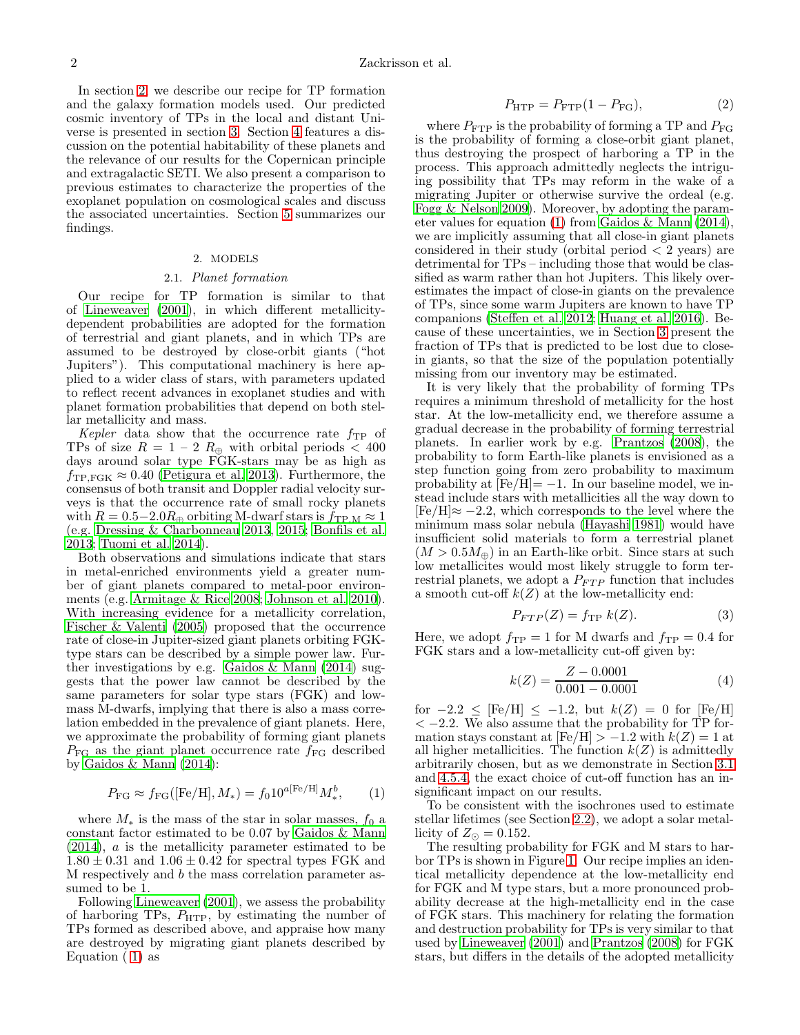In section 2, we describe our recipe for TP formation and the galaxy formation models used. Our predicted cosmic inventory of TPs in the local and distant Universe is presented in section 3. Section 4 features a discussion on the potential habitability of these planets and the relevance of our results for the Copernican principle and extragalactic SETI. We also present a comparison to previous estimates to characterize the properties of the exoplanet population on cosmological scales and discuss the associated uncertainties. Section 5 summarizes our findings.

## 2. MODELS

### 2.1. *Planet formation*

Our recipe for TP formation is similar to that of Lineweaver (2001), in which different metallicity-dependent probabilities are adopted for the formation of terrestrial and giant planets, and in which TPs are assumed to be destroyed by close-orbit giants ("hot Jupiters"). This computational machinery is here applied to a wider class of stars, with parameters updated to reflect recent advances in exoplanet studies and with planet formation probabilities that depend on both stellar metallicity and mass.

*Kepler* data show that the occurrence rate $f_{\rm TP}$ of TPs of size $R = 1 - 2\ R_\oplus$ with orbital periods $< 400$ days around solar type FGK-stars may be as high as $f_{\rm TP,FGK} \approx 0.40$ (Petigura et al. 2013). Furthermore, the consensus of both transit and Doppler radial velocity surveys is that the occurrence rate of small rocky planets with $R = 0.5{-}2.0 R_\oplus$ orbiting M-dwarf stars is $f_{\rm TP,M} \approx 1$ (e.g. Dressing & Charbonneau 2013, 2015; Bonfils et al. 2013; Tuomi et al. 2014).

Both observations and simulations indicate that stars in metal-enriched environments yield a greater number of giant planets compared to metal-poor environments (e.g. Armitage & Rice 2008; Johnson et al. 2010). With increasing evidence for a metallicity correlation, Fischer & Valenti (2005) proposed that the occurrence rate of close-in Jupiter-sized giant planets orbiting FGK-type stars can be described by a simple power law. Further investigations by e.g. Gaidos & Mann (2014) suggests that the power law cannot be described by the same parameters for solar type stars (FGK) and low-mass M-dwarfs, implying that there is also a mass correlation embedded in the prevalence of giant planets. Here, we approximate the probability of forming giant planets $P_{\rm FG}$ as the giant planet occurrence rate $f_{\rm FG}$ described by Gaidos & Mann (2014):

$$P_{\rm FG} \approx f_{\rm FG}([{\rm Fe/H}], M_*) = f_0 10^{a[{\rm Fe/H}]} M_*^b, \qquad (1)$$

where $M_*$ is the mass of the star in solar masses, $f_0$ a constant factor estimated to be 0.07 by Gaidos & Mann (2014), $a$ is the metallicity parameter estimated to be $1.80 \pm 0.31$ and $1.06 \pm 0.42$ for spectral types FGK and M respectively and $b$ the mass correlation parameter assumed to be 1.

Following Lineweaver (2001), we assess the probability of harboring TPs, $P_{\rm HTP}$, by estimating the number of TPs formed as described above, and appraise how many are destroyed by migrating giant planets described by Equation (1) as

$$P_{\rm HTP} = P_{\rm FTP}(1 - P_{\rm FG}), \qquad (2)$$

where $P_{\rm FTP}$ is the probability of forming a TP and $P_{\rm FG}$ is the probability of forming a close-orbit giant planet, thus destroying the prospect of harboring a TP in the process. This approach admittedly neglects the intriguing possibility that TPs may reform in the wake of a migrating Jupiter or otherwise survive the ordeal (e.g. Fogg & Nelson 2009). Moreover, by adopting the parameter values for equation (1) from Gaidos & Mann (2014), we are implicitly assuming that all close-in giant planets considered in their study (orbital period $<$ 2 years) are detrimental for TPs – including those that would be classified as warm rather than hot Jupiters. This likely overestimates the impact of close-in giants on the prevalence of TPs, since some warm Jupiters are known to have TP companions (Steffen et al. 2012; Huang et al. 2016). Because of these uncertainties, we in Section 3 present the fraction of TPs that is predicted to be lost due to close-in giants, so that the size of the population potentially missing from our inventory may be estimated.

It is very likely that the probability of forming TPs requires a minimum threshold of metallicity for the host star. At the low-metallicity end, we therefore assume a gradual decrease in the probability of forming terrestrial planets. In earlier work by e.g. Prantzos (2008), the probability to form Earth-like planets is envisioned as a step function going from zero probability to maximum probability at [Fe/H]$= -1$. In our baseline model, we instead include stars with metallicities all the way down to [Fe/H]$\approx -2.2$, which corresponds to the level where the minimum mass solar nebula (Hayashi 1981) would have insufficient solid materials to form a terrestrial planet ($M > 0.5 M_\oplus$) in an Earth-like orbit. Since stars at such low metallicites would most likely struggle to form terrestrial planets, we adopt a $P_{FTP}$ function that includes a smooth cut-off $k(Z)$ at the low-metallicity end:

$$P_{FTP}(Z) = f_{\rm TP}\ k(Z). \qquad (3)$$

Here, we adopt $f_{\rm TP} = 1$ for M dwarfs and $f_{\rm TP} = 0.4$ for FGK stars and a low-metallicity cut-off given by:

$$k(Z) = \frac{Z - 0.0001}{0.001 - 0.0001} \qquad (4)$$

for $-2.2 \leq$ [Fe/H] $\leq -1.2$, but $k(Z) = 0$ for [Fe/H] $< -2.2$. We also assume that the probability for TP formation stays constant at [Fe/H] $> -1.2$ with $k(Z) = 1$ at all higher metallicities. The function $k(Z)$ is admittedly arbitrarily chosen, but as we demonstrate in Section 3.1 and 4.5.4, the exact choice of cut-off function has an insignificant impact on our results.

To be consistent with the isochrones used to estimate stellar lifetimes (see Section 2.2), we adopt a solar metallicity of $Z_\odot = 0.152$.

The resulting probability for FGK and M stars to harbor TPs is shown in Figure 1. Our recipe implies an identical metallicity dependence at the low-metallicity end for FGK and M type stars, but a more pronounced probability decrease at the high-metallicity end in the case of FGK stars. This machinery for relating the formation and destruction probability for TPs is very similar to that used by Lineweaver (2001) and Prantzos (2008) for FGK stars, but differs in the details of the adopted metallicity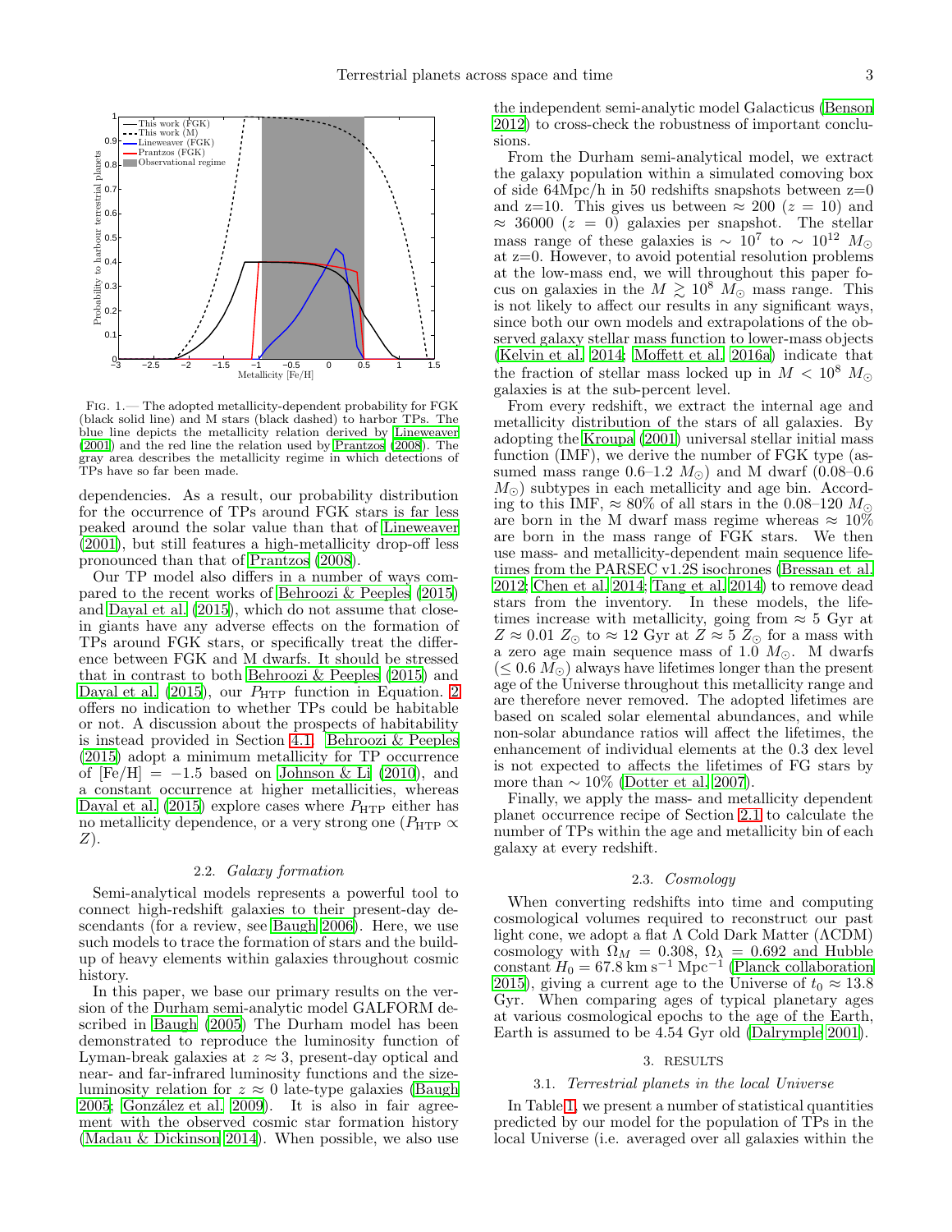Fig. 1.— The adopted metallicity-dependent probability for FGK (black solid line) and M stars (black dashed) to harbor TPs. The blue line depicts the metallicity relation derived by Lineweaver (2001) and the red line the relation used by Prantzos (2008). The gray area describes the metallicity regime in which detections of TPs have so far been made.

dependencies. As a result, our probability distribution for the occurrence of TPs around FGK stars is far less peaked around the solar value than that of Lineweaver (2001), but still features a high-metallicity drop-off less pronounced than that of Prantzos (2008).

Our TP model also differs in a number of ways compared to the recent works of Behroozi & Peeples (2015) and Dayal et al. (2015), which do not assume that close-in giants have any adverse effects on the formation of TPs around FGK stars, or specifically treat the difference between FGK and M dwarfs. It should be stressed that in contrast to both Behroozi & Peeples (2015) and Dayal et al. (2015), our $P_{\rm HTP}$ function in Equation. 2 offers no indication to whether TPs could be habitable or not. A discussion about the prospects of habitability is instead provided in Section 4.1. Behroozi & Peeples (2015) adopt a minimum metallicity for TP occurrence of [Fe/H] $= -1.5$ based on Johnson & Li (2010), and a constant occurrence at higher metallicities, whereas Dayal et al. (2015) explore cases where $P_{\rm HTP}$ either has no metallicity dependence, or a very strong one ($P_{\rm HTP} \propto Z$).

### 2.2. *Galaxy formation*

Semi-analytical models represents a powerful tool to connect high-redshift galaxies to their present-day descendants (for a review, see Baugh 2006). Here, we use such models to trace the formation of stars and the build-up of heavy elements within galaxies throughout cosmic history.

In this paper, we base our primary results on the version of the Durham semi-analytic model GALFORM described in Baugh (2005) The Durham model has been demonstrated to reproduce the luminosity function of Lyman-break galaxies at $z \approx 3$, present-day optical and near- and far-infrared luminosity functions and the size-luminosity relation for $z \approx 0$ late-type galaxies (Baugh 2005; González et al. 2009). It is also in fair agreement with the observed cosmic star formation history (Madau & Dickinson 2014). When possible, we also use the independent semi-analytic model Galacticus (Benson 2012) to cross-check the robustness of important conclusions.

From the Durham semi-analytical model, we extract the galaxy population within a simulated comoving box of side 64Mpc/h in 50 redshifts snapshots between z=0 and z=10. This gives us between $\approx 200$ ($z = 10$) and $\approx 36000$ ($z = 0$) galaxies per snapshot. The stellar mass range of these galaxies is $\sim 10^7$ to $\sim 10^{12}$ $M_\odot$ at z=0. However, to avoid potential resolution problems at the low-mass end, we will throughout this paper focus on galaxies in the $M \gtrsim 10^8$ $M_\odot$ mass range. This is not likely to affect our results in any significant ways, since both our own models and extrapolations of the observed galaxy stellar mass function to lower-mass objects (Kelvin et al. 2014; Moffett et al. 2016a) indicate that the fraction of stellar mass locked up in $M < 10^8$ $M_\odot$ galaxies is at the sub-percent level.

From every redshift, we extract the internal age and metallicity distribution of the stars of all galaxies. By adopting the Kroupa (2001) universal stellar initial mass function (IMF), we derive the number of FGK type (assumed mass range 0.6–1.2 $M_\odot$) and M dwarf (0.08–0.6 $M_\odot$) subtypes in each metallicity and age bin. According to this IMF, $\approx 80\%$ of all stars in the 0.08–120 $M_\odot$ are born in the M dwarf mass regime whereas $\approx 10\%$ are born in the mass range of FGK stars. We then use mass- and metallicity-dependent main sequence lifetimes from the PARSEC v1.2S isochrones (Bressan et al. 2012; Chen et al. 2014; Tang et al. 2014) to remove dead stars from the inventory. In these models, the lifetimes increase with metallicity, going from $\approx 5$ Gyr at $Z \approx 0.01$ $Z_\odot$ to $\approx 12$ Gyr at $Z \approx 5$ $Z_\odot$ for a mass with a zero age main sequence mass of 1.0 $M_\odot$. M dwarfs ($\leq 0.6$ $M_\odot$) always have lifetimes longer than the present age of the Universe throughout this metallicity range and are therefore never removed. The adopted lifetimes are based on scaled solar elemental abundances, and while non-solar abundance ratios will affect the lifetimes, the enhancement of individual elements at the 0.3 dex level is not expected to affects the lifetimes of FG stars by more than $\sim 10\%$ (Dotter et al. 2007).

Finally, we apply the mass- and metallicity dependent planet occurrence recipe of Section 2.1 to calculate the number of TPs within the age and metallicity bin of each galaxy at every redshift.

### 2.3. *Cosmology*

When converting redshifts into time and computing cosmological volumes required to reconstruct our past light cone, we adopt a flat $\Lambda$ Cold Dark Matter ($\Lambda$CDM) cosmology with $\Omega_M = 0.308$, $\Omega_\lambda = 0.692$ and Hubble constant $H_0 = 67.8$ km s$^{-1}$ Mpc$^{-1}$ (Planck collaboration 2015), giving a current age to the Universe of $t_0 \approx 13.8$ Gyr. When comparing ages of typical planetary ages at various cosmological epochs to the age of the Earth, Earth is assumed to be 4.54 Gyr old (Dalrymple 2001).

## 3. RESULTS

### 3.1. *Terrestrial planets in the local Universe*

In Table 1, we present a number of statistical quantities predicted by our model for the population of TPs in the local Universe (i.e. averaged over all galaxies within the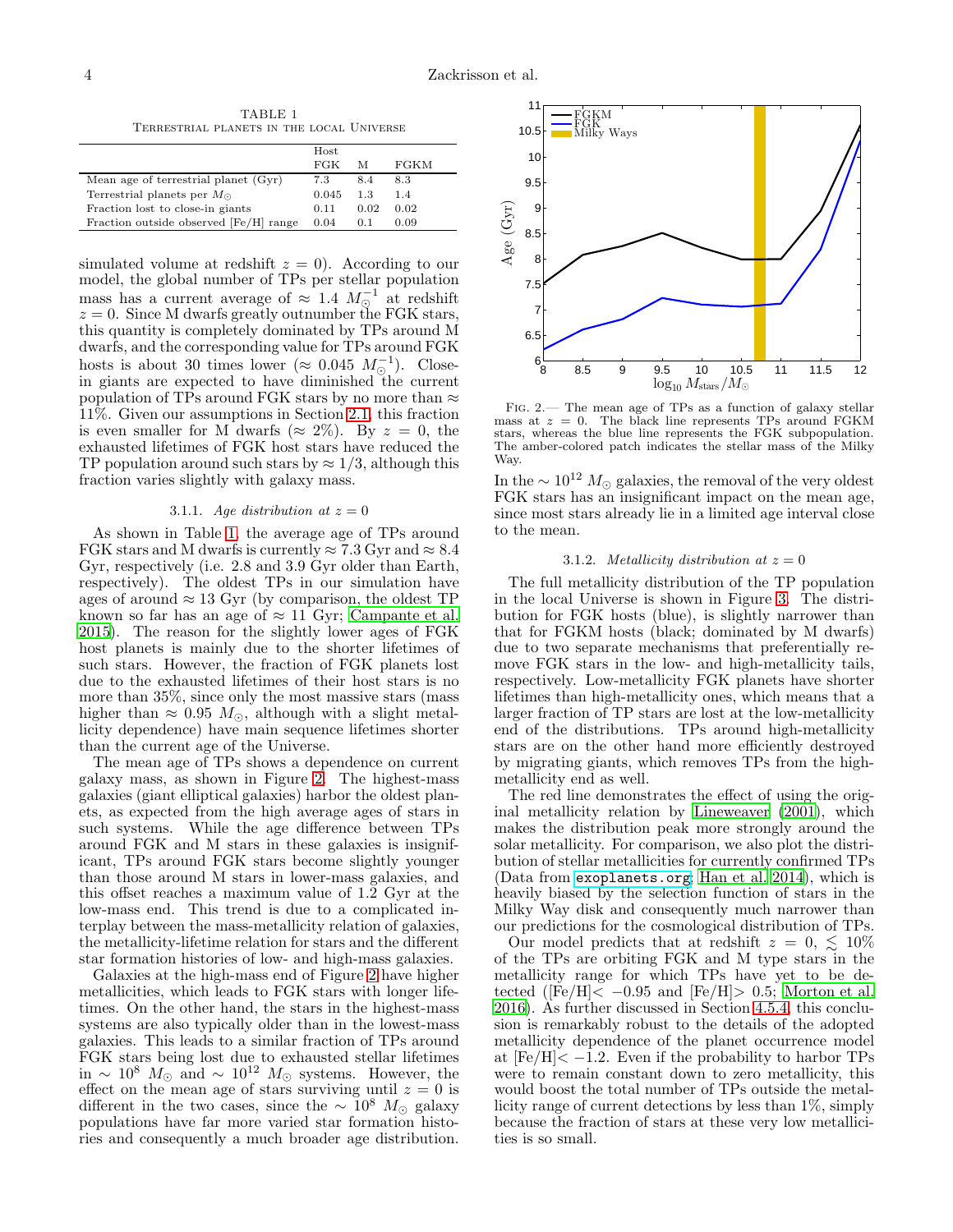TABLE 1
TERRESTRIAL PLANETS IN THE LOCAL UNIVERSE

| | Host FGK | M | FGKM |
|---|---|---|---|
| Mean age of terrestrial planet (Gyr) | 7.3 | 8.4 | 8.3 |
| Terrestrial planets per $M_\odot$ | 0.045 | 1.3 | 1.4 |
| Fraction lost to close-in giants | 0.11 | 0.02 | 0.02 |
| Fraction outside observed [Fe/H] range | 0.04 | 0.1 | 0.09 |

simulated volume at redshift $z = 0$). According to our model, the global number of TPs per stellar population mass has a current average of $\approx 1.4\ M_\odot^{-1}$ at redshift $z = 0$. Since M dwarfs greatly outnumber the FGK stars, this quantity is completely dominated by TPs around M dwarfs, and the corresponding value for TPs around FGK hosts is about 30 times lower ($\approx 0.045\ M_\odot^{-1}$). Close-in giants are expected to have diminished the current population of TPs around FGK stars by no more than $\approx 11\%$. Given our assumptions in Section 2.1, this fraction is even smaller for M dwarfs ($\approx 2\%$). By $z = 0$, the exhausted lifetimes of FGK host stars have reduced the TP population around such stars by $\approx 1/3$, although this fraction varies slightly with galaxy mass.

#### 3.1.1. *Age distribution at $z = 0$*

As shown in Table 1, the average age of TPs around FGK stars and M dwarfs is currently $\approx 7.3$ Gyr and $\approx 8.4$ Gyr, respectively (i.e. 2.8 and 3.9 Gyr older than Earth, respectively). The oldest TPs in our simulation have ages of around $\approx 13$ Gyr (by comparison, the oldest TP known so far has an age of $\approx 11$ Gyr; Campante et al. 2015). The reason for the slightly lower ages of FGK host planets is mainly due to the shorter lifetimes of such stars. However, the fraction of FGK planets lost due to the exhausted lifetimes of their host stars is no more than 35%, since only the most massive stars (mass higher than $\approx 0.95\ M_\odot$, although with a slight metallicity dependence) have main sequence lifetimes shorter than the current age of the Universe.

The mean age of TPs shows a dependence on current galaxy mass, as shown in Figure 2. The highest-mass galaxies (giant elliptical galaxies) harbor the oldest planets, as expected from the high average ages of stars in such systems. While the age difference between TPs around FGK and M stars in these galaxies is insignificant, TPs around FGK stars become slightly younger than those around M stars in lower-mass galaxies, and this offset reaches a maximum value of 1.2 Gyr at the low-mass end. This trend is due to a complicated interplay between the mass-metallicity relation of galaxies, the metallicity-lifetime relation for stars and the different star formation histories of low- and high-mass galaxies.

Galaxies at the high-mass end of Figure 2 have higher metallicities, which leads to FGK stars with longer lifetimes. On the other hand, the stars in the highest-mass systems are also typically older than in the lowest-mass galaxies. This leads to a similar fraction of TPs around FGK stars being lost due to exhausted stellar lifetimes in $\sim 10^8\ M_\odot$ and $\sim 10^{12}\ M_\odot$ systems. However, the effect on the mean age of stars surviving until $z = 0$ is different in the two cases, since the $\sim 10^8\ M_\odot$ galaxy populations have far more varied star formation histories and consequently a much broader age distribution.

FIG. 2.— The mean age of TPs as a function of galaxy stellar mass at $z = 0$. The black line represents TPs around FGKM stars, whereas the blue line represents the FGK subpopulation. The amber-colored patch indicates the stellar mass of the Milky Way.

In the $\sim 10^{12}\ M_\odot$ galaxies, the removal of the very oldest FGK stars has an insignificant impact on the mean age, since most stars already lie in a limited age interval close to the mean.

#### 3.1.2. *Metallicity distribution at $z = 0$*

The full metallicity distribution of the TP population in the local Universe is shown in Figure 3. The distribution for FGK hosts (blue), is slightly narrower than that for FGKM hosts (black; dominated by M dwarfs) due to two separate mechanisms that preferentially remove FGK stars in the low- and high-metallicity tails, respectively. Low-metallicity FGK planets have shorter lifetimes than high-metallicity ones, which means that a larger fraction of TP stars are lost at the low-metallicity end of the distributions. TPs around high-metallicity stars are on the other hand more efficiently destroyed by migrating giants, which removes TPs from the high-metallicity end as well.

The red line demonstrates the effect of using the original metallicity relation by Lineweaver (2001), which makes the distribution peak more strongly around the solar metallicity. For comparison, we also plot the distribution of stellar metallicities for currently confirmed TPs (Data from `exoplanets.org`; Han et al. 2014), which is heavily biased by the selection function of stars in the Milky Way disk and consequently much narrower than our predictions for the cosmological distribution of TPs.

Our model predicts that at redshift $z = 0$, $\lesssim 10\%$ of the TPs are orbiting FGK and M type stars in the metallicity range for which TPs have yet to be detected ([Fe/H]$< -0.95$ and [Fe/H]$> 0.5$; Morton et al. 2016). As further discussed in Section 4.5.4, this conclusion is remarkably robust to the details of the adopted metallicity dependence of the planet occurrence model at [Fe/H]$< -1.2$. Even if the probability to harbor TPs were to remain constant down to zero metallicity, this would boost the total number of TPs outside the metallicity range of current detections by less than 1%, simply because the fraction of stars at these very low metallicities is so small.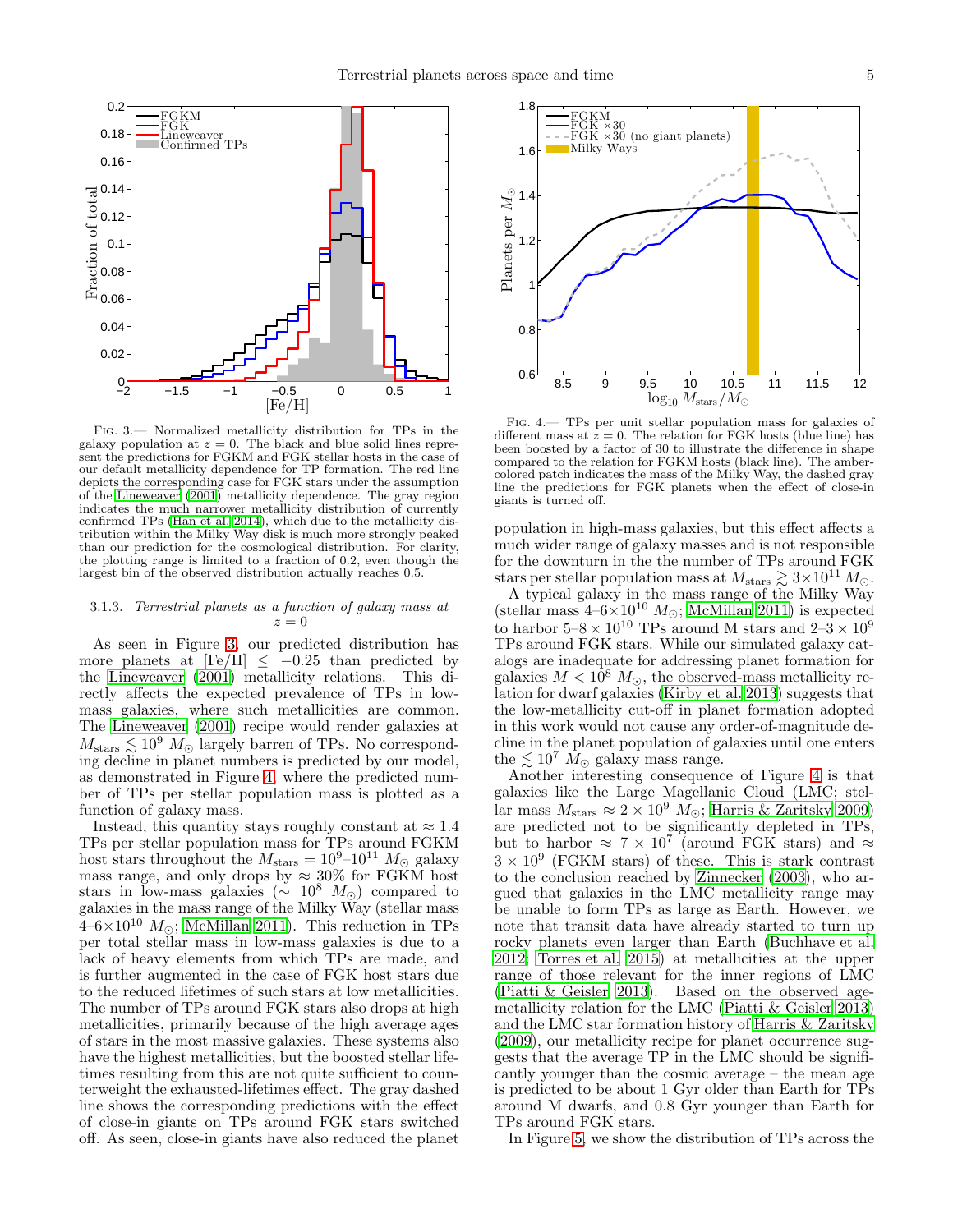Fig. 3.— Normalized metallicity distribution for TPs in the galaxy population at $z = 0$. The black and blue solid lines represent the predictions for FGKM and FGK stellar hosts in the case of our default metallicity dependence for TP formation. The red line depicts the corresponding case for FGK stars under the assumption of the Lineweaver (2001) metallicity dependence. The gray region indicates the much narrower metallicity distribution of currently confirmed TPs (Han et al. 2014), which due to the metallicity distribution within the Milky Way disk is much more strongly peaked than our prediction for the cosmological distribution. For clarity, the plotting range is limited to a fraction of 0.2, even though the largest bin of the observed distribution actually reaches 0.5.

Fig. 4.— TPs per unit stellar population mass for galaxies of different mass at $z = 0$. The relation for FGK hosts (blue line) has been boosted by a factor of 30 to illustrate the difference in shape compared to the relation for FGKM hosts (black line). The amber-colored patch indicates the mass of the Milky Way, the dashed gray line the predictions for FGK planets when the effect of close-in giants is turned off.

### 3.1.3. *Terrestrial planets as a function of galaxy mass at $z = 0$*

As seen in Figure 3, our predicted distribution has more planets at $[\mathrm{Fe/H}] \leq -0.25$ than predicted by the Lineweaver (2001) metallicity relations. This directly affects the expected prevalence of TPs in low-mass galaxies, where such metallicities are common. The Lineweaver (2001) recipe would render galaxies at $M_{\mathrm{stars}} \lesssim 10^9\ M_\odot$ largely barren of TPs. No corresponding decline in planet numbers is predicted by our model, as demonstrated in Figure 4, where the predicted number of TPs per stellar population mass is plotted as a function of galaxy mass.

Instead, this quantity stays roughly constant at $\approx 1.4$ TPs per stellar population mass for TPs around FGKM host stars throughout the $M_{\mathrm{stars}} = 10^9$–$10^{11}\ M_\odot$ galaxy mass range, and only drops by $\approx 30\%$ for FGKM host stars in low-mass galaxies ($\sim 10^8\ M_\odot$) compared to galaxies in the mass range of the Milky Way (stellar mass $4$–$6\times10^{10}\ M_\odot$; McMillan 2011). This reduction in TPs per total stellar mass in low-mass galaxies is due to a lack of heavy elements from which TPs are made, and is further augmented in the case of FGK host stars due to the reduced lifetimes of such stars at low metallicities. The number of TPs around FGK stars also drops at high metallicities, primarily because of the high average ages of stars in the most massive galaxies. These systems also have the highest metallicities, but the boosted stellar lifetimes resulting from this are not quite sufficient to counterweight the exhausted-lifetimes effect. The gray dashed line shows the corresponding predictions with the effect of close-in giants on TPs around FGK stars switched off. As seen, close-in giants have also reduced the planet population in high-mass galaxies, but this effect affects a much wider range of galaxy masses and is not responsible for the downturn in the the number of TPs around FGK stars per stellar population mass at $M_{\mathrm{stars}} \gtrsim 3\times10^{11}\ M_\odot$.

A typical galaxy in the mass range of the Milky Way (stellar mass $4$–$6\times10^{10}\ M_\odot$; McMillan 2011) is expected to harbor $5$–$8\times10^{10}$ TPs around M stars and $2$–$3\times10^9$ TPs around FGK stars. While our simulated galaxy catalogs are inadequate for addressing planet formation for galaxies $M < 10^8\ M_\odot$, the observed-mass metallicity relation for dwarf galaxies (Kirby et al. 2013) suggests that the low-metallicity cut-off in planet formation adopted in this work would not cause any order-of-magnitude decline in the planet population of galaxies until one enters the $\lesssim 10^7\ M_\odot$ galaxy mass range.

Another interesting consequence of Figure 4 is that galaxies like the Large Magellanic Cloud (LMC; stellar mass $M_{\mathrm{stars}} \approx 2\times10^9\ M_\odot$; Harris & Zaritsky 2009) are predicted not to be significantly depleted in TPs, but to harbor $\approx 7\times10^7$ (around FGK stars) and $\approx 3\times10^9$ (FGKM stars) of these. This is stark contrast to the conclusion reached by Zinnecker (2003), who argued that galaxies in the LMC metallicity range may be unable to form TPs as large as Earth. However, we note that transit data have already started to turn up rocky planets even larger than Earth (Buchhave et al. 2012; Torres et al. 2015) at metallicities at the upper range of those relevant for the inner regions of LMC (Piatti & Geisler 2013). Based on the observed age-metallicity relation for the LMC (Piatti & Geisler 2013) and the LMC star formation history of Harris & Zaritsky (2009), our metallicity recipe for planet occurrence suggests that the average TP in the LMC should be significantly younger than the cosmic average – the mean age is predicted to be about 1 Gyr older than Earth for TPs around M dwarfs, and 0.8 Gyr younger than Earth for TPs around FGK stars.

In Figure 5, we show the distribution of TPs across the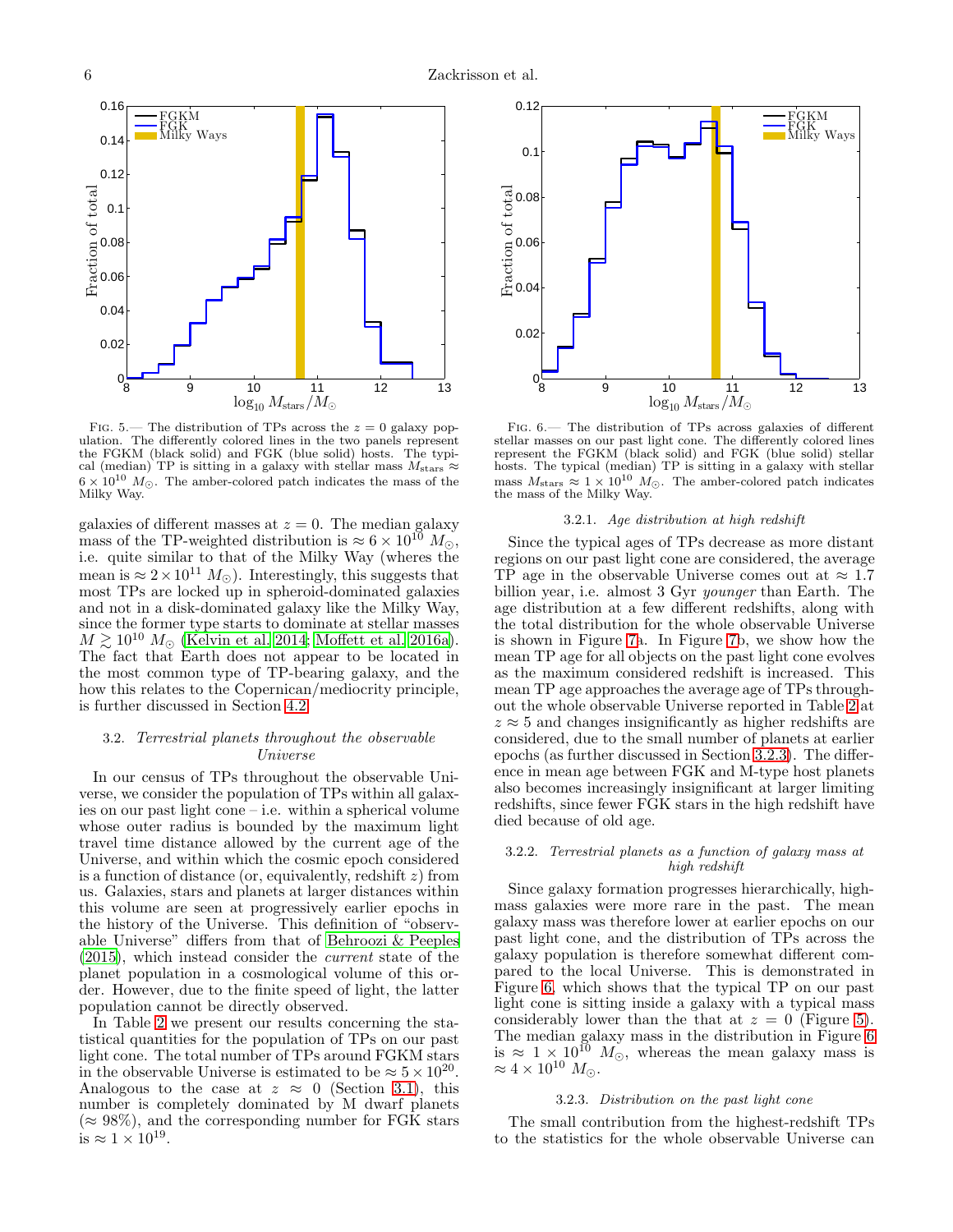FIG. 5.— The distribution of TPs across the $z = 0$ galaxy population. The differently colored lines in the two panels represent the FGKM (black solid) and FGK (blue solid) hosts. The typical (median) TP is sitting in a galaxy with stellar mass $M_{\rm stars} \approx 6 \times 10^{10}\ M_\odot$. The amber-colored patch indicates the mass of the Milky Way.

FIG. 6.— The distribution of TPs across galaxies of different stellar masses on our past light cone. The differently colored lines represent the FGKM (black solid) and FGK (blue solid) stellar hosts. The typical (median) TP is sitting in a galaxy with stellar mass $M_{\rm stars} \approx 1 \times 10^{10}\ M_\odot$. The amber-colored patch indicates the mass of the Milky Way.

galaxies of different masses at $z = 0$. The median galaxy mass of the TP-weighted distribution is $\approx 6 \times 10^{10}\ M_\odot$, i.e. quite similar to that of the Milky Way (whereas the mean is $\approx 2 \times 10^{11}\ M_\odot$). Interestingly, this suggests that most TPs are locked up in spheroid-dominated galaxies and not in a disk-dominated galaxy like the Milky Way, since the former type starts to dominate at stellar masses $M \gtrsim 10^{10}\ M_\odot$ (Kelvin et al. 2014; Moffett et al. 2016a). The fact that Earth does not appear to be located in the most common type of TP-bearing galaxy, and the how this relates to the Copernican/mediocrity principle, is further discussed in Section 4.2.

### 3.2. *Terrestrial planets throughout the observable Universe*

In our census of TPs throughout the observable Universe, we consider the population of TPs within all galaxies on our past light cone – i.e. within a spherical volume whose outer radius is bounded by the maximum light travel time distance allowed by the current age of the Universe, and within which the cosmic epoch considered is a function of distance (or, equivalently, redshift $z$) from us. Galaxies, stars and planets at larger distances within this volume are seen at progressively earlier epochs in the history of the Universe. This definition of "observable Universe" differs from that of Behroozi & Peeples (2015), which instead consider the *current* state of the planet population in a cosmological volume of this order. However, due to the finite speed of light, the latter population cannot be directly observed.

In Table 2 we present our results concerning the statistical quantities for the population of TPs on our past light cone. The total number of TPs around FGKM stars in the observable Universe is estimated to be $\approx 5 \times 10^{20}$. Analogous to the case at $z \approx 0$ (Section 3.1), this number is completely dominated by M dwarf planets ($\approx 98\%$), and the corresponding number for FGK stars is $\approx 1 \times 10^{19}$.

#### 3.2.1. *Age distribution at high redshift*

Since the typical ages of TPs decrease as more distant regions on our past light cone are considered, the average TP age in the observable Universe comes out at $\approx 1.7$ billion year, i.e. almost 3 Gyr *younger* than Earth. The age distribution at a few different redshifts, along with the total distribution for the whole observable Universe is shown in Figure 7a. In Figure 7b, we show how the mean TP age for all objects on the past light cone evolves as the maximum considered redshift is increased. This mean TP age approaches the average age of TPs throughout the whole observable Universe reported in Table 2 at $z \approx 5$ and changes insignificantly as higher redshifts are considered, due to the small number of planets at earlier epochs (as further discussed in Section 3.2.3). The difference in mean age between FGK and M-type host planets also becomes increasingly insignificant at larger limiting redshifts, since fewer FGK stars in the high redshift have died because of old age.

#### 3.2.2. *Terrestrial planets as a function of galaxy mass at high redshift*

Since galaxy formation progresses hierarchically, high-mass galaxies were more rare in the past. The mean galaxy mass was therefore lower at earlier epochs on our past light cone, and the distribution of TPs across the galaxy population is therefore somewhat different compared to the local Universe. This is demonstrated in Figure 6, which shows that the typical TP on our past light cone is sitting inside a galaxy with a typical mass considerably lower than the that at $z = 0$ (Figure 5). The median galaxy mass in the distribution in Figure 6 is $\approx 1 \times 10^{10}\ M_\odot$, whereas the mean galaxy mass is $\approx 4 \times 10^{10}\ M_\odot$.

#### 3.2.3. *Distribution on the past light cone*

The small contribution from the highest-redshift TPs to the statistics for the whole observable Universe can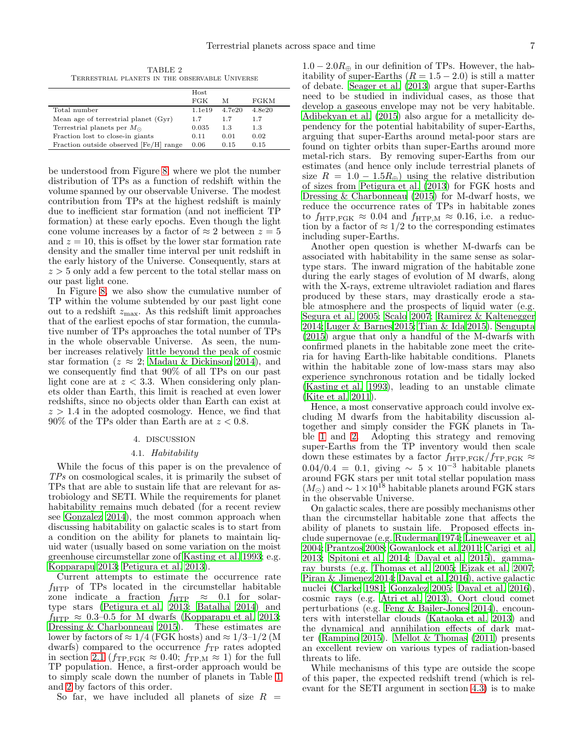TABLE 2
TERRESTRIAL PLANETS IN THE OBSERVABLE UNIVERSE

| | Host FGK | M | FGKM |
|---|---|---|---|
| Total number | 1.1e19 | 4.7e20 | 4.8e20 |
| Mean age of terrestrial planet (Gyr) | 1.7 | 1.7 | 1.7 |
| Terrestrial planets per $M_\odot$ | 0.035 | 1.3 | 1.3 |
| Fraction lost to close-in giants | 0.11 | 0.01 | 0.02 |
| Fraction outside observed [Fe/H] range | 0.06 | 0.15 | 0.15 |

be understood from Figure 8, where we plot the number distribution of TPs as a function of redshift within the volume spanned by our observable Universe. The modest contribution from TPs at the highest redshift is mainly due to inefficient star formation (and not inefficient TP formation) at these early epochs. Even though the light cone volume increases by a factor of $\approx 2$ between $z = 5$ and $z = 10$, this is offset by the lower star formation rate density and the smaller time interval per unit redshift in the early history of the Universe. Consequently, stars at $z > 5$ only add a few percent to the total stellar mass on our past light cone.

In Figure 8, we also show the cumulative number of TP within the volume subtended by our past light cone out to a redshift $z_{\rm max}$. As this redshift limit approaches that of the earliest epochs of star formation, the cumulative number of TPs approaches the total number of TPs in the whole observable Universe. As seen, the number increases relatively little beyond the peak of cosmic star formation ($z \approx 2$; Madau & Dickinson 2014), and we consequently find that 90% of all TPs on our past light cone are at $z < 3.3$. When considering only planets older than Earth, this limit is reached at even lower redshifts, since no objects older than Earth can exist at $z > 1.4$ in the adopted cosmology. Hence, we find that 90% of the TPs older than Earth are at $z < 0.8$.

## 4. DISCUSSION

### 4.1. *Habitability*

While the focus of this paper is on the prevalence of *TPs* on cosmological scales, it is primarily the subset of TPs that are able to sustain life that are relevant for astrobiology and SETI. While the requirements for planet habitability remains much debated (for a recent review see Gonzalez 2014), the most common approach when discussing habitability on galactic scales is to start from a condition on the ability for planets to maintain liquid water (usually based on some variation on the moist greenhouse circumstellar zone of Kasting et al. 1993; e.g. Kopparapu 2013; Petigura et al. 2013).

Current attempts to estimate the occurrence rate $f_{\rm HTP}$ of TPs located in the circumstellar habitable zone indicate a fraction $f_{\rm HTP} \approx 0.1$ for solar-type stars (Petigura et al. 2013; Batalha 2014) and $f_{\rm HTP} \approx 0.3$–$0.5$ for M dwarfs (Kopparapu et al. 2013; Dressing & Charbonneau 2015). These estimates are lower by factors of $\approx 1/4$ (FGK hosts) and $\approx 1/3$–$1/2$ (M dwarfs) compared to the occurrence $f_{\rm TP}$ rates adopted in section 2.1 ($f_{\rm TP,FGK} \approx 0.40$; $f_{\rm TP,M} \approx 1$) for the full TP population. Hence, a first-order approach would be to simply scale down the number of planets in Table 1 and 2 by factors of this order.

So far, we have included all planets of size $R = 1.0 - 2.0R_\oplus$ in our definition of TPs. However, the habitability of super-Earths ($R = 1.5 - 2.0$) is still a matter of debate. Seager et al. (2013) argue that super-Earths need to be studied in individual cases, as those that develop a gaseous envelope may not be very habitable. Adibekyan et al. (2015) also argue for a metallicity dependency for the potential habitability of super-Earths, arguing that super-Earths around metal-poor stars are found on tighter orbits than super-Earths around more metal-rich stars. By removing super-Earths from our estimates (and hence only include terrestrial planets of size $R = 1.0 - 1.5R_\oplus$) using the relative distribution of sizes from Petigura et al. (2013) for FGK hosts and Dressing & Charbonneau (2015) for M-dwarf hosts, we reduce the occurrence rates of TPs in habitable zones to $f_{\rm HTP,FGK} \approx 0.04$ and $f_{\rm HTP,M} \approx 0.16$, i.e. a reduction by a factor of $\approx 1/2$ to the corresponding estimates including super-Earths.

Another open question is whether M-dwarfs can be associated with habitability in the same sense as solar-type stars. The inward migration of the habitable zone during the early stages of evolution of M dwarfs, along with the X-rays, extreme ultraviolet radiation and flares produced by these stars, may drastically erode a stable atmosphere and the prospects of liquid water (e.g. Segura et al. 2005; Scalo 2007; Ramirez & Kaltenegger 2014; Luger & Barnes 2015; Tian & Ida 2015). Sengupta (2015) argue that only a handful of the M-dwarfs with confirmed planets in the habitable zone meet the criteria for having Earth-like habitable conditions. Planets within the habitable zone of low-mass stars may also experience synchronous rotation and be tidally locked (Kasting et al. 1993), leading to an unstable climate (Kite et al. 2011).

Hence, a most conservative approach could involve excluding M dwarfs from the habitability discussion altogether and simply consider the FGK planets in Table 1 and 2. Adopting this strategy and removing super-Earths from the TP inventory would then scale down these estimates by a factor $f_{\rm HTP,FGK}/f_{\rm TP,FGK} \approx 0.04/0.4 = 0.1$, giving $\sim 5 \times 10^{-3}$ habitable planets around FGK stars per unit total stellar population mass ($M_\odot$) and $\sim 1 \times 10^{18}$ habitable planets around FGK stars in the observable Universe.

On galactic scales, there are possibly mechanisms other than the circumstellar habitable zone that affects the ability of planets to sustain life. Proposed effects include supernovae (e.g. Ruderman 1974; Lineweaver et al. 2004; Prantzos 2008; Gowanlock et al. 2011; Carigi et al. 2013; Spitoni et al. 2014; Dayal et al. 2015), gamma-ray bursts (e.g. Thomas et al. 2005; Ejzak et al. 2007; Piran & Jimenez 2014; Dayal et al. 2016), active galactic nuclei (Clarke 1981; Gonzalez 2005; Dayal et al. 2016), cosmic rays (e.g. Atri et al. 2013), Oort cloud comet perturbations (e.g. Feng & Bailer-Jones 2014), encounters with interstellar clouds (Kataoka et al. 2013) and the dynamical and annihilation effects of dark matter (Rampino 2015). Mellot & Thomas (2011) presents an excellent review on various types of radiation-based threats to life.

While mechanisms of this type are outside the scope of this paper, the expected redshift trend (which is relevant for the SETI argument in section 4.3) is to make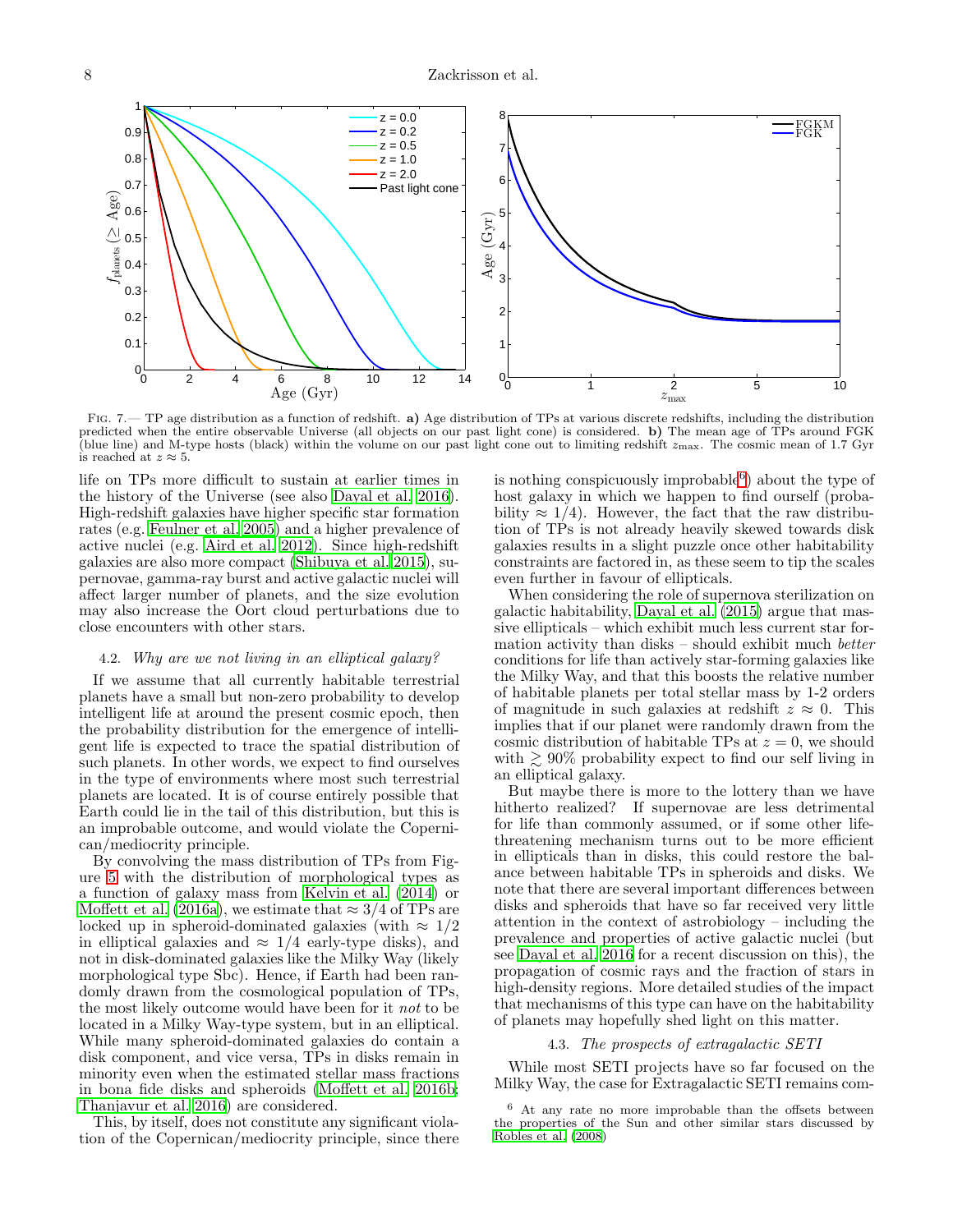FIG. 7.— TP age distribution as a function of redshift. **a)** Age distribution of TPs at various discrete redshifts, including the distribution predicted when the entire observable Universe (all objects on our past light cone) is considered. **b)** The mean age of TPs around FGK (blue line) and M-type hosts (black) within the volume on our past light cone out to limiting redshift $z_{\rm max}$. The cosmic mean of 1.7 Gyr is reached at $z \approx 5$.

life on TPs more difficult to sustain at earlier times in the history of the Universe (see also Dayal et al. 2016). High-redshift galaxies have higher specific star formation rates (e.g. Feulner et al. 2005) and a higher prevalence of active nuclei (e.g. Aird et al. 2012). Since high-redshift galaxies are also more compact (Shibuya et al. 2015), supernovae, gamma-ray burst and active galactic nuclei will affect larger number of planets, and the size evolution may also increase the Oort cloud perturbations due to close encounters with other stars.

### 4.2. *Why are we not living in an elliptical galaxy?*

If we assume that all currently habitable terrestrial planets have a small but non-zero probability to develop intelligent life at around the present cosmic epoch, then the probability distribution for the emergence of intelligent life is expected to trace the spatial distribution of such planets. In other words, we expect to find ourselves in the type of environments where most such terrestrial planets are located. It is of course entirely possible that Earth could lie in the tail of this distribution, but this is an improbable outcome, and would violate the Copernican/mediocrity principle.

By convolving the mass distribution of TPs from Figure 5 with the distribution of morphological types as a function of galaxy mass from Kelvin et al. (2014) or Moffett et al. (2016a), we estimate that $\approx 3/4$ of TPs are locked up in spheroid-dominated galaxies (with $\approx 1/2$ in elliptical galaxies and $\approx 1/4$ early-type disks), and not in disk-dominated galaxies like the Milky Way (likely morphological type Sbc). Hence, if Earth had been randomly drawn from the cosmological population of TPs, the most likely outcome would have been for it *not* to be located in a Milky Way-type system, but in an elliptical. While many spheroid-dominated galaxies do contain a disk component, and vice versa, TPs in disks remain in minority even when the estimated stellar mass fractions in bona fide disks and spheroids (Moffett et al. 2016b; Thanjavur et al. 2016) are considered.

This, by itself, does not constitute any significant violation of the Copernican/mediocrity principle, since there is nothing conspicuously improbable[6]) about the type of host galaxy in which we happen to find ourself (probability $\approx 1/4$). However, the fact that the raw distribution of TPs is not already heavily skewed towards disk galaxies results in a slight puzzle once other habitability constraints are factored in, as these seem to tip the scales even further in favour of ellipticals.

When considering the role of supernova sterilization on galactic habitability, Dayal et al. (2015) argue that massive ellipticals – which exhibit much less current star formation activity than disks – should exhibit much *better* conditions for life than actively star-forming galaxies like the Milky Way, and that this boosts the relative number of habitable planets per total stellar mass by 1-2 orders of magnitude in such galaxies at redshift $z \approx 0$. This implies that if our planet were randomly drawn from the cosmic distribution of habitable TPs at $z = 0$, we should with $\gtrsim 90\%$ probability expect to find our self living in an elliptical galaxy.

But maybe there is more to the lottery than we have hitherto realized? If supernovae are less detrimental for life than commonly assumed, or if some other life-threatening mechanism turns out to be more efficient in ellipticals than in disks, this could restore the balance between habitable TPs in spheroids and disks. We note that there are several important differences between disks and spheroids that have so far received very little attention in the context of astrobiology – including the prevalence and properties of active galactic nuclei (but see Dayal et al. 2016 for a recent discussion on this), the propagation of cosmic rays and the fraction of stars in high-density regions. More detailed studies of the impact that mechanisms of this type can have on the habitability of planets may hopefully shed light on this matter.

### 4.3. *The prospects of extragalactic SETI*

While most SETI projects have so far focused on the Milky Way, the case for Extragalactic SETI remains com-

[6] At any rate no more improbable than the offsets between the properties of the Sun and other similar stars discussed by Robles et al. (2008)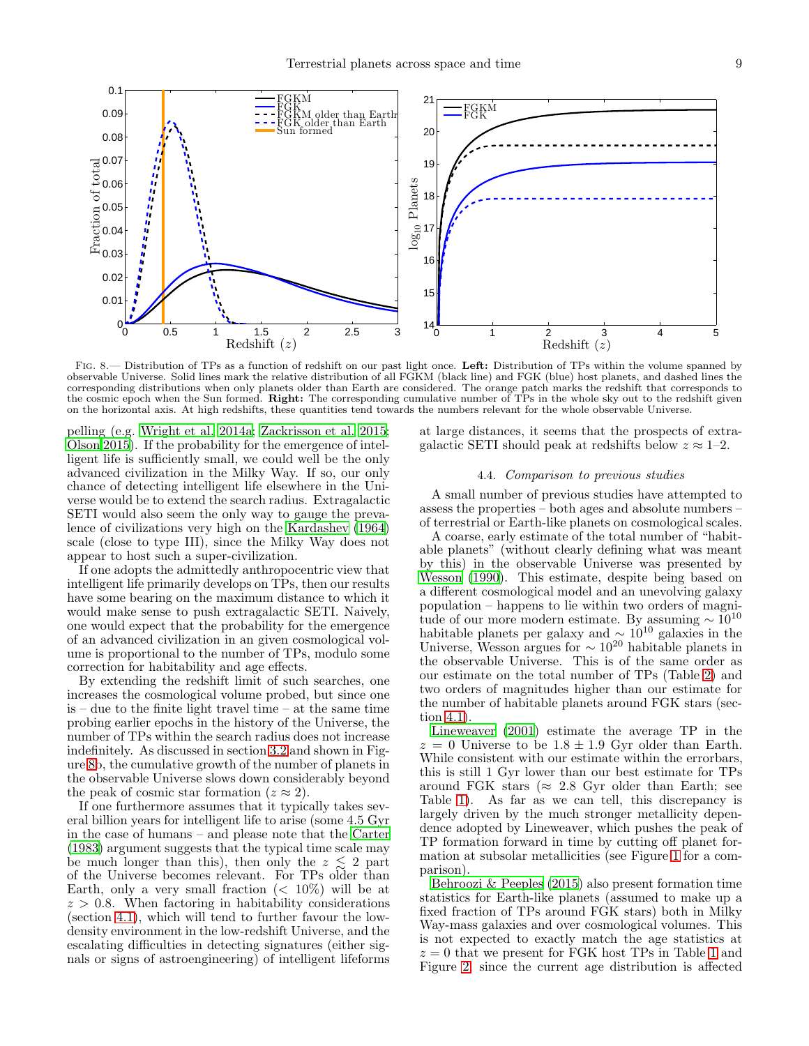FIG. 8.— Distribution of TPs as a function of redshift on our past light once. **Left:** Distribution of TPs within the volume spanned by observable Universe. Solid lines mark the relative distribution of all FGKM (black line) and FGK (blue) host planets, and dashed lines the corresponding distributions when only planets older than Earth are considered. The orange patch marks the redshift that corresponds to the cosmic epoch when the Sun formed. **Right:** The corresponding cumulative number of TPs in the whole sky out to the redshift given on the horizontal axis. At high redshifts, these quantities tend towards the numbers relevant for the whole observable Universe.

pelling (e.g. Wright et al. 2014a; Zackrisson et al. 2015; Olson 2015). If the probability for the emergence of intelligent life is sufficiently small, we could well be the only advanced civilization in the Milky Way. If so, our only chance of detecting intelligent life elsewhere in the Universe would be to extend the search radius. Extragalactic SETI would also seem the only way to gauge the prevalence of civilizations very high on the Kardashev (1964) scale (close to type III), since the Milky Way does not appear to host such a super-civilization.

If one adopts the admittedly anthropocentric view that intelligent life primarily develops on TPs, then our results have some bearing on the maximum distance to which it would make sense to push extragalactic SETI. Naively, one would expect that the probability for the emergence of an advanced civilization in an given cosmological volume is proportional to the number of TPs, modulo some correction for habitability and age effects.

By extending the redshift limit of such searches, one increases the cosmological volume probed, but since one is – due to the finite light travel time – at the same time probing earlier epochs in the history of the Universe, the number of TPs within the search radius does not increase indefinitely. As discussed in section 3.2 and shown in Figure 8b, the cumulative growth of the number of planets in the observable Universe slows down considerably beyond the peak of cosmic star formation ($z \approx 2$).

If one furthermore assumes that it typically takes several billion years for intelligent life to arise (some 4.5 Gyr in the case of humans – and please note that the Carter (1983) argument suggests that the typical time scale may be much longer than this), then only the $z \lesssim 2$ part of the Universe becomes relevant. For TPs older than Earth, only a very small fraction ($< 10\%$) will be at $z > 0.8$. When factoring in habitability considerations (section 4.1), which will tend to further favour the low-density environment in the low-redshift Universe, and the escalating difficulties in detecting signatures (either signals or signs of astroengineering) of intelligent lifeforms at large distances, it seems that the prospects of extragalactic SETI should peak at redshifts below $z \approx 1$–2.

### 4.4. *Comparison to previous studies*

A small number of previous studies have attempted to assess the properties – both ages and absolute numbers – of terrestrial or Earth-like planets on cosmological scales.

A coarse, early estimate of the total number of "habitable planets" (without clearly defining what was meant by this) in the observable Universe was presented by Wesson (1990). This estimate, despite being based on a different cosmological model and an unevolving galaxy population – happens to lie within two orders of magnitude of our more modern estimate. By assuming $\sim 10^{10}$ habitable planets per galaxy and $\sim 10^{10}$ galaxies in the Universe, Wesson argues for $\sim 10^{20}$ habitable planets in the observable Universe. This is of the same order as our estimate on the total number of TPs (Table 2) and two orders of magnitudes higher than our estimate for the number of habitable planets around FGK stars (section 4.1).

Lineweaver (2001) estimate the average TP in the $z = 0$ Universe to be $1.8 \pm 1.9$ Gyr older than Earth. While consistent with our estimate within the errorbars, this is still 1 Gyr lower than our best estimate for TPs around FGK stars ($\approx 2.8$ Gyr older than Earth; see Table 1). As far as we can tell, this discrepancy is largely driven by the much stronger metallicity dependence adopted by Lineweaver, which pushes the peak of TP formation forward in time by cutting off planet formation at subsolar metallicities (see Figure 1 for a comparison).

Behroozi & Peeples (2015) also present formation time statistics for Earth-like planets (assumed to make up a fixed fraction of TPs around FGK stars) both in Milky Way-mass galaxies and over cosmological volumes. This is not expected to exactly match the age statistics at $z = 0$ that we present for FGK host TPs in Table 1 and Figure 2, since the current age distribution is affected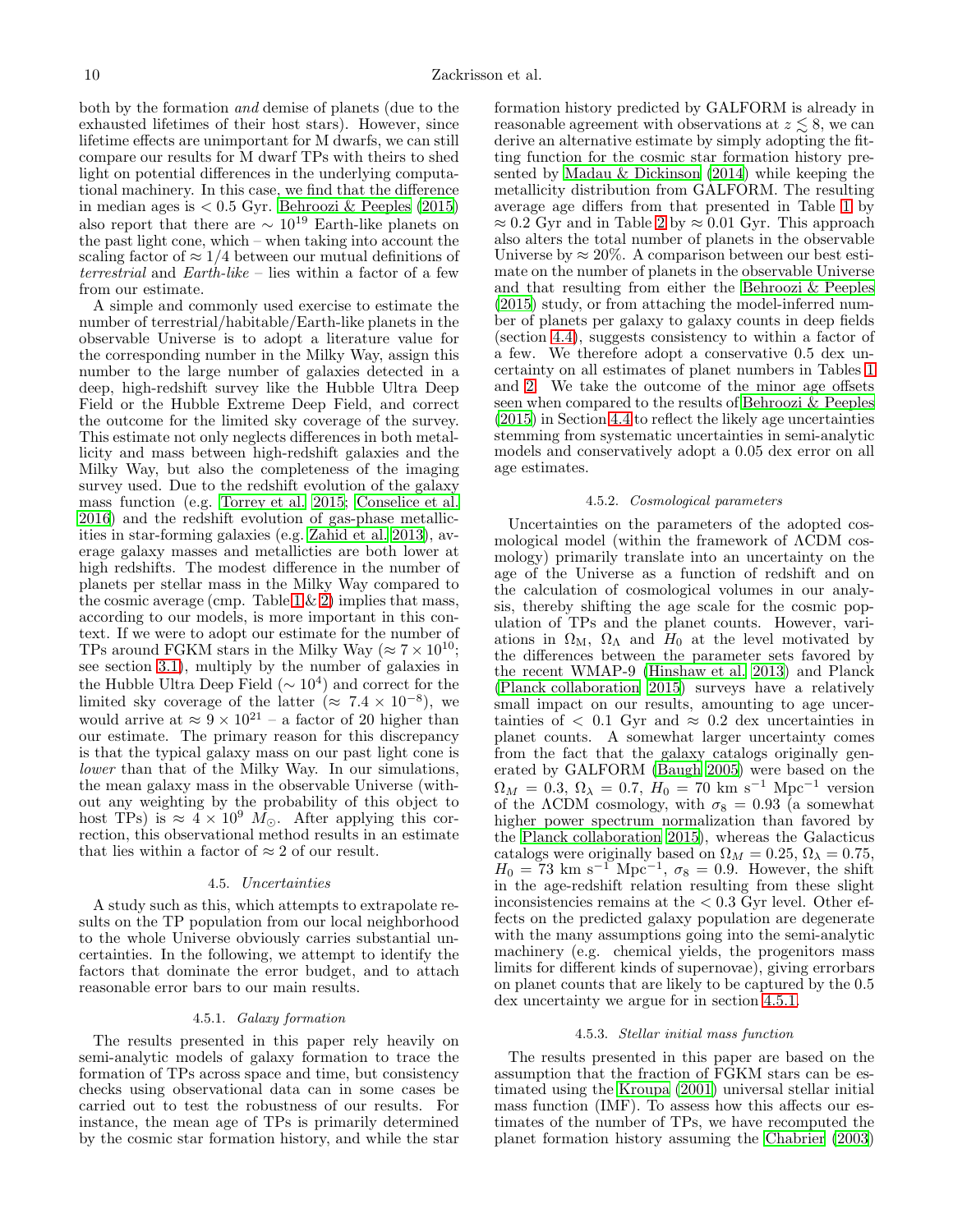both by the formation *and* demise of planets (due to the exhausted lifetimes of their host stars). However, since lifetime effects are unimportant for M dwarfs, we can still compare our results for M dwarf TPs with theirs to shed light on potential differences in the underlying computational machinery. In this case, we find that the difference in median ages is $< 0.5$ Gyr. Behroozi & Peeples (2015) also report that there are $\sim 10^{19}$ Earth-like planets on the past light cone, which – when taking into account the scaling factor of $\approx 1/4$ between our mutual definitions of *terrestrial* and *Earth-like* – lies within a factor of a few from our estimate.

A simple and commonly used exercise to estimate the number of terrestrial/habitable/Earth-like planets in the observable Universe is to adopt a literature value for the corresponding number in the Milky Way, assign this number to the large number of galaxies detected in a deep, high-redshift survey like the Hubble Ultra Deep Field or the Hubble Extreme Deep Field, and correct the outcome for the limited sky coverage of the survey. This estimate not only neglects differences in both metallicity and mass between high-redshift galaxies and the Milky Way, but also the completeness of the imaging survey used. Due to the redshift evolution of the galaxy mass function (e.g. Torrey et al. 2015; Conselice et al. 2016) and the redshift evolution of gas-phase metallicities in star-forming galaxies (e.g. Zahid et al. 2013), average galaxy masses and metallicties are both lower at high redshifts. The modest difference in the number of planets per stellar mass in the Milky Way compared to the cosmic average (cmp. Table 1 & 2) implies that mass, according to our models, is more important in this context. If we were to adopt our estimate for the number of TPs around FGKM stars in the Milky Way ($\approx 7 \times 10^{10}$; see section 3.1), multiply by the number of galaxies in the Hubble Ultra Deep Field ($\sim 10^4$) and correct for the limited sky coverage of the latter ($\approx 7.4 \times 10^{-8}$), we would arrive at $\approx 9 \times 10^{21}$ – a factor of 20 higher than our estimate. The primary reason for this discrepancy is that the typical galaxy mass on our past light cone is *lower* than that of the Milky Way. In our simulations, the mean galaxy mass in the observable Universe (without any weighting by the probability of this object to host TPs) is $\approx 4 \times 10^9$ $M_\odot$. After applying this correction, this observational method results in an estimate that lies within a factor of $\approx 2$ of our result.

### 4.5. *Uncertainties*

A study such as this, which attempts to extrapolate results on the TP population from our local neighborhood to the whole Universe obviously carries substantial uncertainties. In the following, we attempt to identify the factors that dominate the error budget, and to attach reasonable error bars to our main results.

#### 4.5.1. *Galaxy formation*

The results presented in this paper rely heavily on semi-analytic models of galaxy formation to trace the formation of TPs across space and time, but consistency checks using observational data can in some cases be carried out to test the robustness of our results. For instance, the mean age of TPs is primarily determined by the cosmic star formation history, and while the star formation history predicted by GALFORM is already in reasonable agreement with observations at $z \lesssim 8$, we can derive an alternative estimate by simply adopting the fitting function for the cosmic star formation history presented by Madau & Dickinson (2014) while keeping the metallicity distribution from GALFORM. The resulting average age differs from that presented in Table 1 by $\approx 0.2$ Gyr and in Table 2 by $\approx 0.01$ Gyr. This approach also alters the total number of planets in the observable Universe by $\approx 20\%$. A comparison between our best estimate on the number of planets in the observable Universe and that resulting from either the Behroozi & Peeples (2015) study, or from attaching the model-inferred number of planets per galaxy to galaxy counts in deep fields (section 4.4), suggests consistency to within a factor of a few. We therefore adopt a conservative 0.5 dex uncertainty on all estimates of planet numbers in Tables 1 and 2. We take the outcome of the minor age offsets seen when compared to the results of Behroozi & Peeples (2015) in Section 4.4 to reflect the likely age uncertainties stemming from systematic uncertainties in semi-analytic models and conservatively adopt a 0.05 dex error on all age estimates.

#### 4.5.2. *Cosmological parameters*

Uncertainties on the parameters of the adopted cosmological model (within the framework of ΛCDM cosmology) primarily translate into an uncertainty on the age of the Universe as a function of redshift and on the calculation of cosmological volumes in our analysis, thereby shifting the age scale for the cosmic population of TPs and the planet counts. However, variations in $\Omega_\mathrm{M}$, $\Omega_\Lambda$ and $H_0$ at the level motivated by the differences between the parameter sets favored by the recent WMAP-9 (Hinshaw et al. 2013) and Planck (Planck collaboration 2015) surveys have a relatively small impact on our results, amounting to age uncertainties of $< 0.1$ Gyr and $\approx 0.2$ dex uncertainties in planet counts. A somewhat larger uncertainty comes from the fact that the galaxy catalogs originally generated by GALFORM (Baugh 2005) were based on the $\Omega_M = 0.3$, $\Omega_\lambda = 0.7$, $H_0 = 70$ km s$^{-1}$ Mpc$^{-1}$ version of the ΛCDM cosmology, with $\sigma_8 = 0.93$ (a somewhat higher power spectrum normalization than favored by the Planck collaboration 2015), whereas the Galacticus catalogs were originally based on $\Omega_M = 0.25$, $\Omega_\lambda = 0.75$, $H_0 = 73$ km s$^{-1}$ Mpc$^{-1}$, $\sigma_8 = 0.9$. However, the shift in the age-redshift relation resulting from these slight inconsistencies remains at the $< 0.3$ Gyr level. Other effects on the predicted galaxy population are degenerate with the many assumptions going into the semi-analytic machinery (e.g. chemical yields, the progenitors mass limits for different kinds of supernovae), giving errorbars on planet counts that are likely to be captured by the 0.5 dex uncertainty we argue for in section 4.5.1.

#### 4.5.3. *Stellar initial mass function*

The results presented in this paper are based on the assumption that the fraction of FGKM stars can be estimated using the Kroupa (2001) universal stellar initial mass function (IMF). To assess how this affects our estimates of the number of TPs, we have recomputed the planet formation history assuming the Chabrier (2003)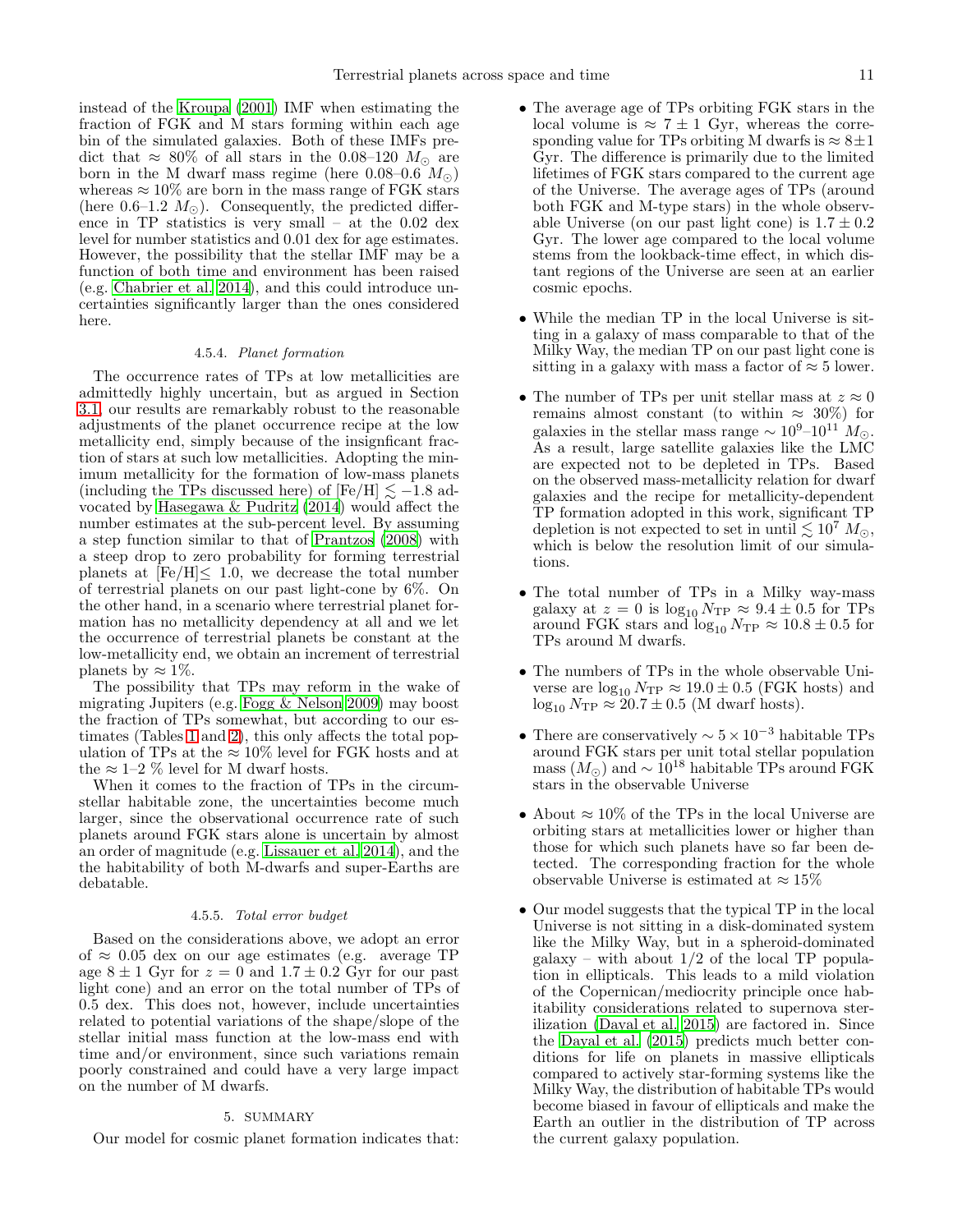instead of the Kroupa (2001) IMF when estimating the fraction of FGK and M stars forming within each age bin of the simulated galaxies. Both of these IMFs predict that $\approx 80\%$ of all stars in the 0.08–120 $M_{\odot}$ are born in the M dwarf mass regime (here 0.08–0.6 $M_{\odot}$) whereas $\approx 10\%$ are born in the mass range of FGK stars (here 0.6–1.2 $M_{\odot}$). Consequently, the predicted difference in TP statistics is very small – at the 0.02 dex level for number statistics and 0.01 dex for age estimates. However, the possibility that the stellar IMF may be a function of both time and environment has been raised (e.g. Chabrier et al. 2014), and this could introduce uncertainties significantly larger than the ones considered here.

#### 4.5.4. *Planet formation*

The occurrence rates of TPs at low metallicities are admittedly highly uncertain, but as argued in Section 3.1, our results are remarkably robust to the reasonable adjustments of the planet occurrence recipe at the low metallicity end, simply because of the insignficant fraction of stars at such low metallicities. Adopting the minimum metallicity for the formation of low-mass planets (including the TPs discussed here) of [Fe/H] $\lesssim -1.8$ advocated by Hasegawa & Pudritz (2014) would affect the number estimates at the sub-percent level. By assuming a step function similar to that of Prantzos (2008) with a steep drop to zero probability for forming terrestrial planets at [Fe/H]$\leq$ 1.0, we decrease the total number of terrestrial planets on our past light-cone by 6%. On the other hand, in a scenario where terrestrial planet formation has no metallicity dependency at all and we let the occurrence of terrestrial planets be constant at the low-metallicity end, we obtain an increment of terrestrial planets by $\approx 1\%$.

The possibility that TPs may reform in the wake of migrating Jupiters (e.g. Fogg & Nelson 2009) may boost the fraction of TPs somewhat, but according to our estimates (Tables 1 and 2), this only affects the total population of TPs at the $\approx 10\%$ level for FGK hosts and at the $\approx$ 1–2 % level for M dwarf hosts.

When it comes to the fraction of TPs in the circumstellar habitable zone, the uncertainties become much larger, since the observational occurrence rate of such planets around FGK stars alone is uncertain by almost an order of magnitude (e.g. Lissauer et al. 2014), and the the habitability of both M-dwarfs and super-Earths are debatable.

#### 4.5.5. *Total error budget*

Based on the considerations above, we adopt an error of $\approx$ 0.05 dex on our age estimates (e.g. average TP age $8 \pm 1$ Gyr for $z = 0$ and $1.7 \pm 0.2$ Gyr for our past light cone) and an error on the total number of TPs of 0.5 dex. This does not, however, include uncertainties related to potential variations of the shape/slope of the stellar initial mass function at the low-mass end with time and/or environment, since such variations remain poorly constrained and could have a very large impact on the number of M dwarfs.

## 5. SUMMARY

Our model for cosmic planet formation indicates that:

- The average age of TPs orbiting FGK stars in the local volume is $\approx 7 \pm 1$ Gyr, whereas the corresponding value for TPs orbiting M dwarfs is $\approx 8 \pm 1$ Gyr. The difference is primarily due to the limited lifetimes of FGK stars compared to the current age of the Universe. The average ages of TPs (around both FGK and M-type stars) in the whole observable Universe (on our past light cone) is $1.7 \pm 0.2$ Gyr. The lower age compared to the local volume stems from the lookback-time effect, in which distant regions of the Universe are seen at an earlier cosmic epochs.
- While the median TP in the local Universe is sitting in a galaxy of mass comparable to that of the Milky Way, the median TP on our past light cone is sitting in a galaxy with mass a factor of $\approx 5$ lower.
- The number of TPs per unit stellar mass at $z \approx 0$ remains almost constant (to within $\approx$ 30%) for galaxies in the stellar mass range $\sim 10^{9}$–$10^{11}$ $M_{\odot}$. As a result, large satellite galaxies like the LMC are expected not to be depleted in TPs. Based on the observed mass-metallicity relation for dwarf galaxies and the recipe for metallicity-dependent TP formation adopted in this work, significant TP depletion is not expected to set in until $\lesssim 10^{7}$ $M_{\odot}$, which is below the resolution limit of our simulations.
- The total number of TPs in a Milky way-mass galaxy at $z = 0$ is $\log_{10} N_{\rm TP} \approx 9.4 \pm 0.5$ for TPs around FGK stars and $\log_{10} N_{\rm TP} \approx 10.8 \pm 0.5$ for TPs around M dwarfs.
- The numbers of TPs in the whole observable Universe are $\log_{10} N_{\rm TP} \approx 19.0 \pm 0.5$ (FGK hosts) and $\log_{10} N_{\rm TP} \approx 20.7 \pm 0.5$ (M dwarf hosts).
- There are conservatively $\sim 5 \times 10^{-3}$ habitable TPs around FGK stars per unit total stellar population mass ($M_{\odot}$) and $\sim 10^{18}$ habitable TPs around FGK stars in the observable Universe
- About $\approx 10\%$ of the TPs in the local Universe are orbiting stars at metallicities lower or higher than those for which such planets have so far been detected. The corresponding fraction for the whole observable Universe is estimated at $\approx 15\%$
- Our model suggests that the typical TP in the local Universe is not sitting in a disk-dominated system like the Milky Way, but in a spheroid-dominated galaxy – with about 1/2 of the local TP population in ellipticals. This leads to a mild violation of the Copernican/mediocrity principle once habitability considerations related to supernova sterilization (Dayal et al. 2015) are factored in. Since the Dayal et al. (2015) predicts much better conditions for life on planets in massive ellipticals compared to actively star-forming systems like the Milky Way, the distribution of habitable TPs would become biased in favour of ellipticals and make the Earth an outlier in the distribution of TP across the current galaxy population.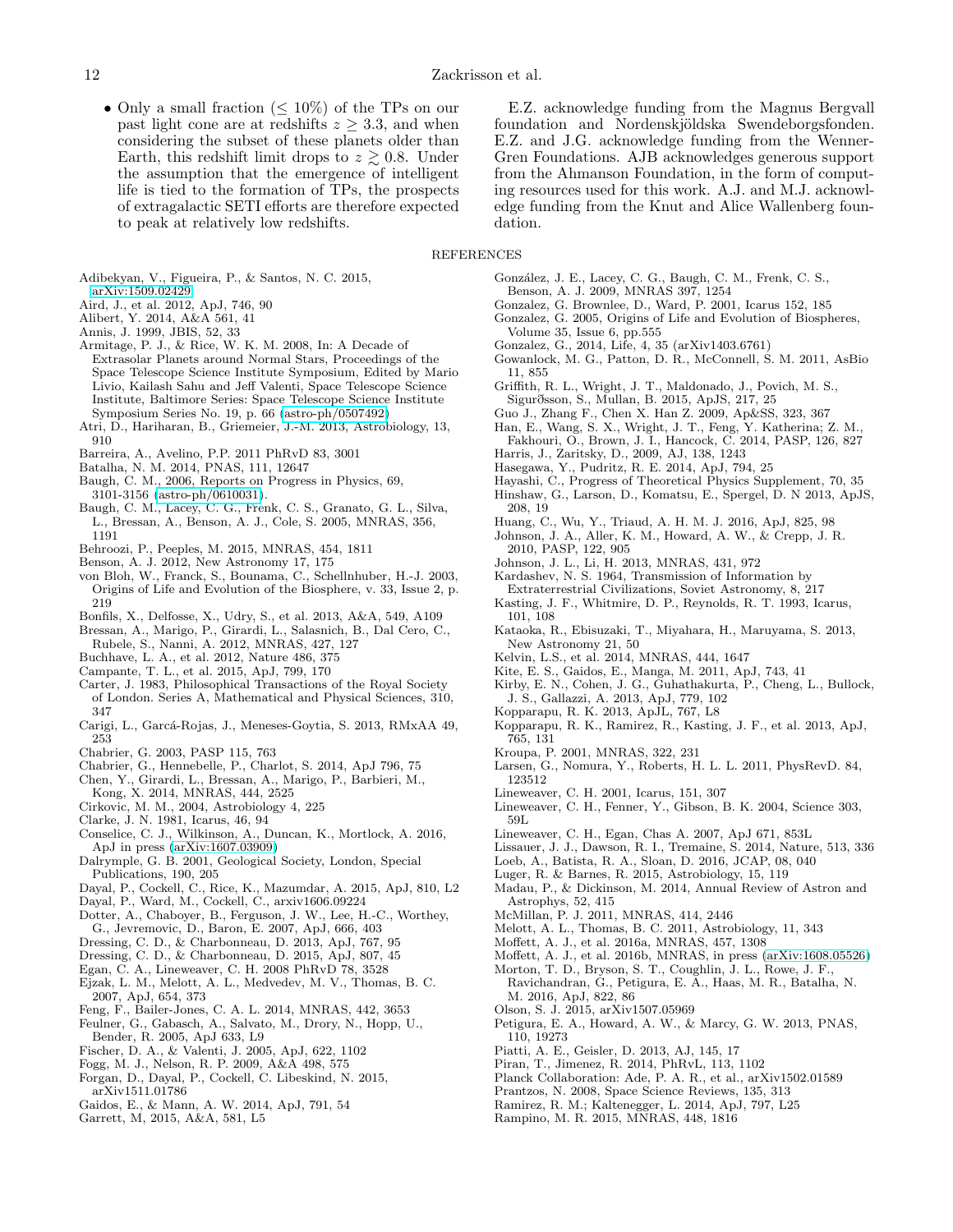- Only a small fraction ($\leq 10\%$) of the TPs on our past light cone are at redshifts $z \geq 3.3$, and when considering the subset of these planets older than Earth, this redshift limit drops to $z \gtrsim 0.8$. Under the assumption that the emergence of intelligent life is tied to the formation of TPs, the prospects of extragalactic SETI efforts are therefore expected to peak at relatively low redshifts.

E.Z. acknowledge funding from the Magnus Bergvall foundation and Nordenskjöldska Swendeborgsfonden. E.Z. and J.G. acknowledge funding from the Wenner-Gren Foundations. AJB acknowledges generous support from the Ahmanson Foundation, in the form of computing resources used for this work. A.J. and M.J. acknowledge funding from the Knut and Alice Wallenberg foundation.

## REFERENCES

Adibekyan, V., Figueira, P., & Santos, N. C. 2015, arXiv:1509.02429

Aird, J., et al. 2012, ApJ, 746, 90

Alibert, Y. 2014, A&A 561, 41

Annis, J. 1999, JBIS, 52, 33

Armitage, P. J., & Rice, W. K. M. 2008, In: A Decade of Extrasolar Planets around Normal Stars, Proceedings of the Space Telescope Science Institute Symposium, Edited by Mario Livio, Kailash Sahu and Jeff Valenti, Space Telescope Science Institute, Baltimore Series: Space Telescope Science Institute Symposium Series No. 19, p. 66 (astro-ph/0507492)

Atri, D., Hariharan, B., Griemeier, J.-M. 2013, Astrobiology, 13, 910

Barreira, A., Avelino, P.P. 2011 PhRvD 83, 3001

Batalha, N. M. 2014, PNAS, 111, 12647

Baugh, C. M., 2006, Reports on Progress in Physics, 69, 3101-3156 (astro-ph/0610031).

Baugh, C. M., Lacey, C. G., Frenk, C. S., Granato, G. L., Silva, L., Bressan, A., Benson, A. J., Cole, S. 2005, MNRAS, 356, 1191

Behroozi, P., Peeples, M. 2015, MNRAS, 454, 1811

Benson, A. J. 2012, New Astronomy 17, 175

von Bloh, W., Franck, S., Bounama, C., Schellnhuber, H.-J. 2003, Origins of Life and Evolution of the Biosphere, v. 33, Issue 2, p. 219

Bonfils, X., Delfosse, X., Udry, S., et al. 2013, A&A, 549, A109

Bressan, A., Marigo, P., Girardi, L., Salasnich, B., Dal Cero, C., Rubele, S., Nanni, A. 2012, MNRAS, 427, 127

Buchhave, L. A., et al. 2012, Nature 486, 375

Campante, T. L., et al. 2015, ApJ, 799, 170

Carter, J. 1983, Philosophical Transactions of the Royal Society of London. Series A, Mathematical and Physical Sciences, 310, 347

Carigi, L., Garcá-Rojas, J., Meneses-Goytia, S. 2013, RMxAA 49, 253

Chabrier, G. 2003, PASP 115, 763

Chabrier, G., Hennebelle, P., Charlot, S. 2014, ApJ 796, 75

Chen, Y., Girardi, L., Bressan, A., Marigo, P., Barbieri, M., Kong, X. 2014, MNRAS, 444, 2525

Cirkovic, M. M., 2004, Astrobiology 4, 225

Clarke, J. N. 1981, Icarus, 46, 94

Conselice, C. J., Wilkinson, A., Duncan, K., Mortlock, A. 2016, ApJ in press (arXiv:1607.03909)

Dalrymple, G. B. 2001, Geological Society, London, Special Publications, 190, 205

Dayal, P., Cockell, C., Rice, K., Mazumdar, A. 2015, ApJ, 810, L2

Dayal, P., Ward, M., Cockell, C., arxiv1606.09224

Dotter, A., Chaboyer, B., Ferguson, J. W., Lee, H.-C., Worthey, G., Jevremovic, D., Baron, E. 2007, ApJ, 666, 403

Dressing, C. D., & Charbonneau, D. 2013, ApJ, 767, 95

Dressing, C. D., & Charbonneau, D. 2015, ApJ, 807, 45

Egan, C. A., Lineweaver, C. H. 2008 PhRvD 78, 3528

Ejzak, L. M., Melott, A. L., Medvedev, M. V., Thomas, B. C. 2007, ApJ, 654, 373

Feng, F., Bailer-Jones, C. A. L. 2014, MNRAS, 442, 3653

Feulner, G., Gabasch, A., Salvato, M., Drory, N., Hopp, U., Bender, R. 2005, ApJ 633, L9

Fischer, D. A., & Valenti, J. 2005, ApJ, 622, 1102

Fogg, M. J., Nelson, R. P. 2009, A&A 498, 575

Forgan, D., Dayal, P., Cockell, C. Libeskind, N. 2015, arXiv1511.01786

Gaidos, E., & Mann, A. W. 2014, ApJ, 791, 54

Garrett, M, 2015, A&A, 581, L5

González, J. E., Lacey, C. G., Baugh, C. M., Frenk, C. S., Benson, A. J. 2009, MNRAS 397, 1254

Gonzalez, G. Brownlee, D., Ward, P. 2001, Icarus 152, 185

Gonzalez, G. 2005, Origins of Life and Evolution of Biospheres, Volume 35, Issue 6, pp.555

Gonzalez, G., 2014, Life, 4, 35 (arXiv1403.6761)

Gowanlock, M. G., Patton, D. R., McConnell, S. M. 2011, AsBio 11, 855

Griffith, R. L., Wright, J. T., Maldonado, J., Povich, M. S., Sigurðsson, S., Mullan, B. 2015, ApJS, 217, 25

Guo J., Zhang F., Chen X. Han Z. 2009, Ap&SS, 323, 367

Han, E., Wang, S. X., Wright, J. T., Feng, Y. Katherina; Z. M., Fakhouri, O., Brown, J. I., Hancock, C. 2014, PASP, 126, 827

Harris, J., Zaritsky, D., 2009, AJ, 138, 1243

Hasegawa, Y., Pudritz, R. E. 2014, ApJ, 794, 25

Hayashi, C., Progress of Theoretical Physics Supplement, 70, 35

Hinshaw, G., Larson, D., Komatsu, E., Spergel, D. N 2013, ApJS, 208, 19

Huang, C., Wu, Y., Triaud, A. H. M. J. 2016, ApJ, 825, 98

Johnson, J. A., Aller, K. M., Howard, A. W., & Crepp, J. R. 2010, PASP, 122, 905

Johnson, J. L., Li, H. 2013, MNRAS, 431, 972

Kardashev, N. S. 1964, Transmission of Information by Extraterrestrial Civilizations, Soviet Astronomy, 8, 217

Kasting, J. F., Whitmire, D. P., Reynolds, R. T. 1993, Icarus, 101, 108

Kataoka, R., Ebisuzaki, T., Miyahara, H., Maruyama, S. 2013, New Astronomy 21, 50

Kelvin, L.S., et al. 2014, MNRAS, 444, 1647

Kite, E. S., Gaidos, E., Manga, M. 2011, ApJ, 743, 41

Kirby, E. N., Cohen, J. G., Guhathakurta, P., Cheng, L., Bullock, J. S., Gallazzi, A. 2013, ApJ, 779, 102

Kopparapu, R. K. 2013, ApJL, 767, L8

Kopparapu, R. K., Ramirez, R., Kasting, J. F., et al. 2013, ApJ, 765, 131

Kroupa, P. 2001, MNRAS, 322, 231

Larsen, G., Nomura, Y., Roberts, H. L. L. 2011, PhysRevD. 84, 123512

Lineweaver, C. H. 2001, Icarus, 151, 307

Lineweaver, C. H., Fenner, Y., Gibson, B. K. 2004, Science 303, 59L

Lineweaver, C. H., Egan, Chas A. 2007, ApJ 671, 853L

Lissauer, J. J., Dawson, R. I., Tremaine, S. 2014, Nature, 513, 336

Loeb, A., Batista, R. A., Sloan, D. 2016, JCAP, 08, 040

Luger, R. & Barnes, R. 2015, Astrobiology, 15, 119

Madau, P., & Dickinson, M. 2014, Annual Review of Astron and Astrophys, 52, 415

McMillan, P. J. 2011, MNRAS, 414, 2446

Melott, A. L., Thomas, B. C. 2011, Astrobiology, 11, 343

Moffett, A. J., et al. 2016a, MNRAS, 457, 1308

Moffett, A. J., et al. 2016b, MNRAS, in press (arXiv:1608.05526)

Morton, T. D., Bryson, S. T., Coughlin, J. L., Rowe, J. F., Ravichandran, G., Petigura, E. A., Haas, M. R., Batalha, N. M. 2016, ApJ, 822, 86

Olson, S. J. 2015, arXiv1507.05969

Petigura, E. A., Howard, A. W., & Marcy, G. W. 2013, PNAS, 110, 19273

Piatti, A. E., Geisler, D. 2013, AJ, 145, 17

Piran, T., Jimenez, R. 2014, PhRvL, 113, 1102

Planck Collaboration: Ade, P. A. R., et al., arXiv1502.01589

Prantzos, N. 2008, Space Science Reviews, 135, 313

Ramirez, R. M.; Kaltenegger, L. 2014, ApJ, 797, L25

Rampino, M. R. 2015, MNRAS, 448, 1816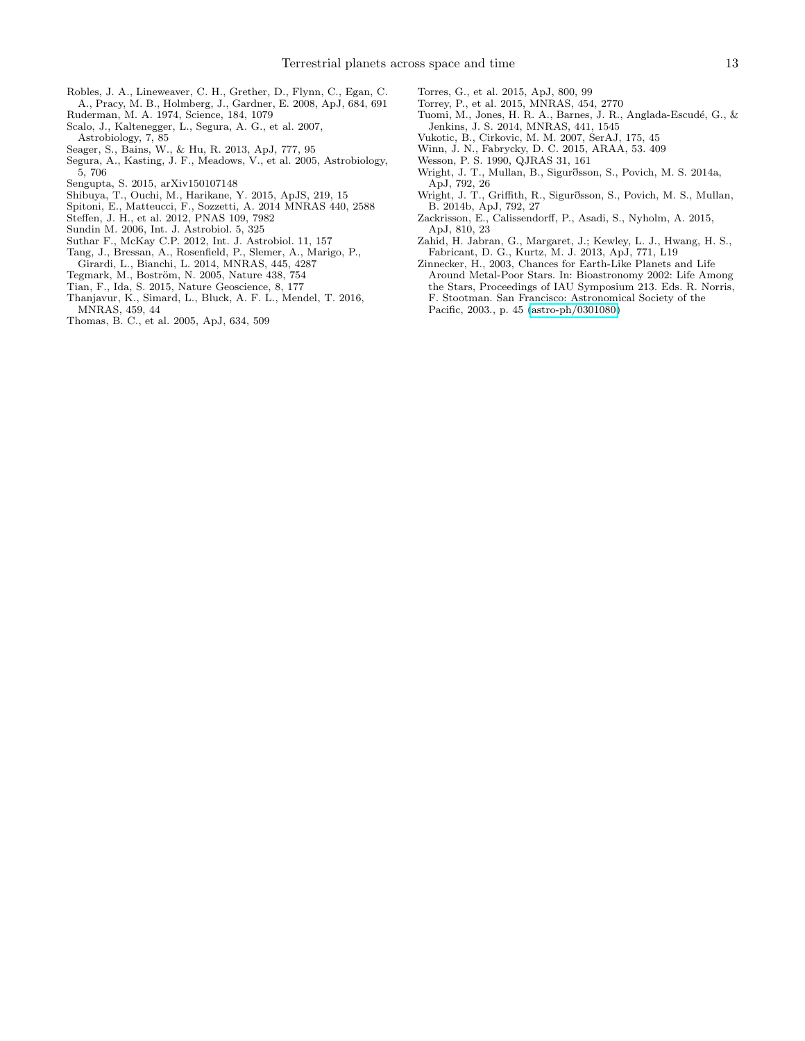Robles, J. A., Lineweaver, C. H., Grether, D., Flynn, C., Egan, C. A., Pracy, M. B., Holmberg, J., Gardner, E. 2008, ApJ, 684, 691

Ruderman, M. A. 1974, Science, 184, 1079

Scalo, J., Kaltenegger, L., Segura, A. G., et al. 2007, Astrobiology, 7, 85

Seager, S., Bains, W., & Hu, R. 2013, ApJ, 777, 95

Segura, A., Kasting, J. F., Meadows, V., et al. 2005, Astrobiology, 5, 706

Sengupta, S. 2015, arXiv150107148

Shibuya, T., Ouchi, M., Harikane, Y. 2015, ApJS, 219, 15

Spitoni, E., Matteucci, F., Sozzetti, A. 2014 MNRAS 440, 2588

Steffen, J. H., et al. 2012, PNAS 109, 7982

Sundin M. 2006, Int. J. Astrobiol. 5, 325

Suthar F., McKay C.P. 2012, Int. J. Astrobiol. 11, 157

Tang, J., Bressan, A., Rosenfield, P., Slemer, A., Marigo, P., Girardi, L., Bianchi, L. 2014, MNRAS, 445, 4287

Tegmark, M., Boström, N. 2005, Nature 438, 754

Tian, F., Ida, S. 2015, Nature Geoscience, 8, 177

Thanjavur, K., Simard, L., Bluck, A. F. L., Mendel, T. 2016, MNRAS, 459, 44

Thomas, B. C., et al. 2005, ApJ, 634, 509

Torres, G., et al. 2015, ApJ, 800, 99

Torrey, P., et al. 2015, MNRAS, 454, 2770

Tuomi, M., Jones, H. R. A., Barnes, J. R., Anglada-Escudé, G., & Jenkins, J. S. 2014, MNRAS, 441, 1545

Vukotic, B., Cirkovic, M. M. 2007, SerAJ, 175, 45

Winn, J. N., Fabrycky, D. C. 2015, ARAA, 53. 409

Wesson, P. S. 1990, QJRAS 31, 161

Wright, J. T., Mullan, B., Sigurðsson, S., Povich, M. S. 2014a, ApJ, 792, 26

Wright, J. T., Griffith, R., Sigurðsson, S., Povich, M. S., Mullan, B. 2014b, ApJ, 792, 27

Zackrisson, E., Calissendorff, P., Asadi, S., Nyholm, A. 2015, ApJ, 810, 23

Zahid, H. Jabran, G., Margaret, J.; Kewley, L. J., Hwang, H. S., Fabricant, D. G., Kurtz, M. J. 2013, ApJ, 771, L19

Zinnecker, H., 2003, Chances for Earth-Like Planets and Life Around Metal-Poor Stars. In: Bioastronomy 2002: Life Among the Stars, Proceedings of IAU Symposium 213. Eds. R. Norris, F. Stootman. San Francisco: Astronomical Society of the Pacific, 2003., p. 45 (astro-ph/0301080)